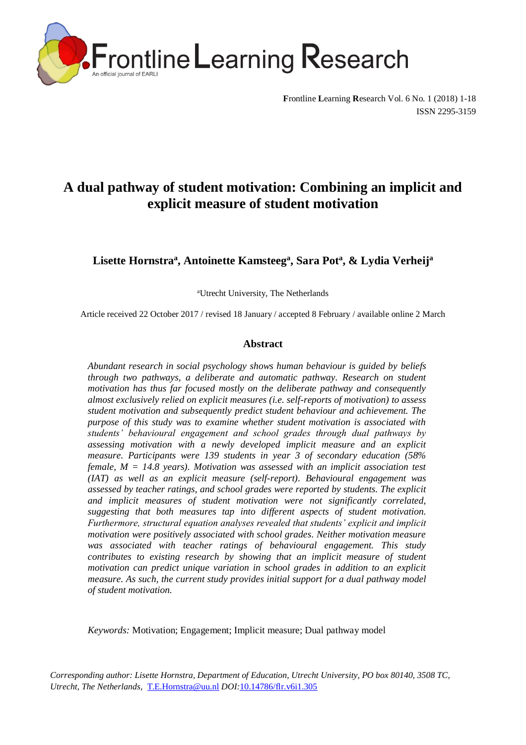Frontline Learning Research Vol. 6 No. 1 (2018) 1-18
ISSN 2295-3159

# A dual pathway of student motivation: Combining an implicit and explicit measure of student motivation

**Lisette Hornstra[a], Antoinette Kamsteeg[a], Sara Pot[a], & Lydia Verheij[a]**

[a]Utrecht University, The Netherlands

Article received 22 October 2017 / revised 18 January / accepted 8 February / available online 2 March

## Abstract

*Abundant research in social psychology shows human behaviour is guided by beliefs through two pathways, a deliberate and automatic pathway. Research on student motivation has thus far focused mostly on the deliberate pathway and consequently almost exclusively relied on explicit measures (i.e. self-reports of motivation) to assess student motivation and subsequently predict student behaviour and achievement. The purpose of this study was to examine whether student motivation is associated with students' behavioural engagement and school grades through dual pathways by assessing motivation with a newly developed implicit measure and an explicit measure. Participants were 139 students in year 3 of secondary education (58% female, M = 14.8 years). Motivation was assessed with an implicit association test (IAT) as well as an explicit measure (self-report). Behavioural engagement was assessed by teacher ratings, and school grades were reported by students. The explicit and implicit measures of student motivation were not significantly correlated, suggesting that both measures tap into different aspects of student motivation. Furthermore, structural equation analyses revealed that students' explicit and implicit motivation were positively associated with school grades. Neither motivation measure was associated with teacher ratings of behavioural engagement. This study contributes to existing research by showing that an implicit measure of student motivation can predict unique variation in school grades in addition to an explicit measure. As such, the current study provides initial support for a dual pathway model of student motivation.*

*Keywords:* Motivation; Engagement; Implicit measure; Dual pathway model

*Corresponding author: Lisette Hornstra, Department of Education, Utrecht University, PO box 80140, 3508 TC, Utrecht, The Netherlands,* T.E.Hornstra@uu.nl *DOI:*10.14786/flr.v6i1.305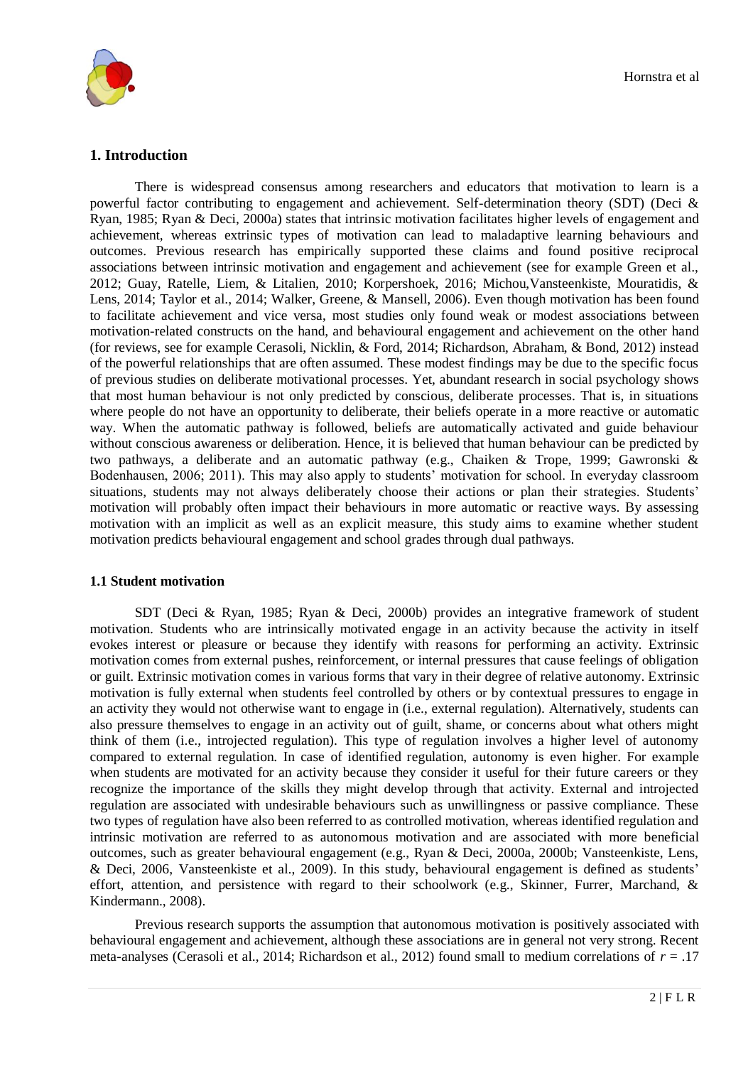## 1. Introduction

There is widespread consensus among researchers and educators that motivation to learn is a powerful factor contributing to engagement and achievement. Self-determination theory (SDT) (Deci & Ryan, 1985; Ryan & Deci, 2000a) states that intrinsic motivation facilitates higher levels of engagement and achievement, whereas extrinsic types of motivation can lead to maladaptive learning behaviours and outcomes. Previous research has empirically supported these claims and found positive reciprocal associations between intrinsic motivation and engagement and achievement (see for example Green et al., 2012; Guay, Ratelle, Liem, & Litalien, 2010; Korpershoek, 2016; Michou,Vansteenkiste, Mouratidis, & Lens, 2014; Taylor et al., 2014; Walker, Greene, & Mansell, 2006). Even though motivation has been found to facilitate achievement and vice versa, most studies only found weak or modest associations between motivation-related constructs on the hand, and behavioural engagement and achievement on the other hand (for reviews, see for example Cerasoli, Nicklin, & Ford, 2014; Richardson, Abraham, & Bond, 2012) instead of the powerful relationships that are often assumed. These modest findings may be due to the specific focus of previous studies on deliberate motivational processes. Yet, abundant research in social psychology shows that most human behaviour is not only predicted by conscious, deliberate processes. That is, in situations where people do not have an opportunity to deliberate, their beliefs operate in a more reactive or automatic way. When the automatic pathway is followed, beliefs are automatically activated and guide behaviour without conscious awareness or deliberation. Hence, it is believed that human behaviour can be predicted by two pathways, a deliberate and an automatic pathway (e.g., Chaiken & Trope, 1999; Gawronski & Bodenhausen, 2006; 2011). This may also apply to students' motivation for school. In everyday classroom situations, students may not always deliberately choose their actions or plan their strategies. Students' motivation will probably often impact their behaviours in more automatic or reactive ways. By assessing motivation with an implicit as well as an explicit measure, this study aims to examine whether student motivation predicts behavioural engagement and school grades through dual pathways.

### 1.1 Student motivation

SDT (Deci & Ryan, 1985; Ryan & Deci, 2000b) provides an integrative framework of student motivation. Students who are intrinsically motivated engage in an activity because the activity in itself evokes interest or pleasure or because they identify with reasons for performing an activity. Extrinsic motivation comes from external pushes, reinforcement, or internal pressures that cause feelings of obligation or guilt. Extrinsic motivation comes in various forms that vary in their degree of relative autonomy. Extrinsic motivation is fully external when students feel controlled by others or by contextual pressures to engage in an activity they would not otherwise want to engage in (i.e., external regulation). Alternatively, students can also pressure themselves to engage in an activity out of guilt, shame, or concerns about what others might think of them (i.e., introjected regulation). This type of regulation involves a higher level of autonomy compared to external regulation. In case of identified regulation, autonomy is even higher. For example when students are motivated for an activity because they consider it useful for their future careers or they recognize the importance of the skills they might develop through that activity. External and introjected regulation are associated with undesirable behaviours such as unwillingness or passive compliance. These two types of regulation have also been referred to as controlled motivation, whereas identified regulation and intrinsic motivation are referred to as autonomous motivation and are associated with more beneficial outcomes, such as greater behavioural engagement (e.g., Ryan & Deci, 2000a, 2000b; Vansteenkiste, Lens, & Deci, 2006, Vansteenkiste et al., 2009). In this study, behavioural engagement is defined as students' effort, attention, and persistence with regard to their schoolwork (e.g., Skinner, Furrer, Marchand, & Kindermann., 2008).

Previous research supports the assumption that autonomous motivation is positively associated with behavioural engagement and achievement, although these associations are in general not very strong. Recent meta-analyses (Cerasoli et al., 2014; Richardson et al., 2012) found small to medium correlations of $r = .17$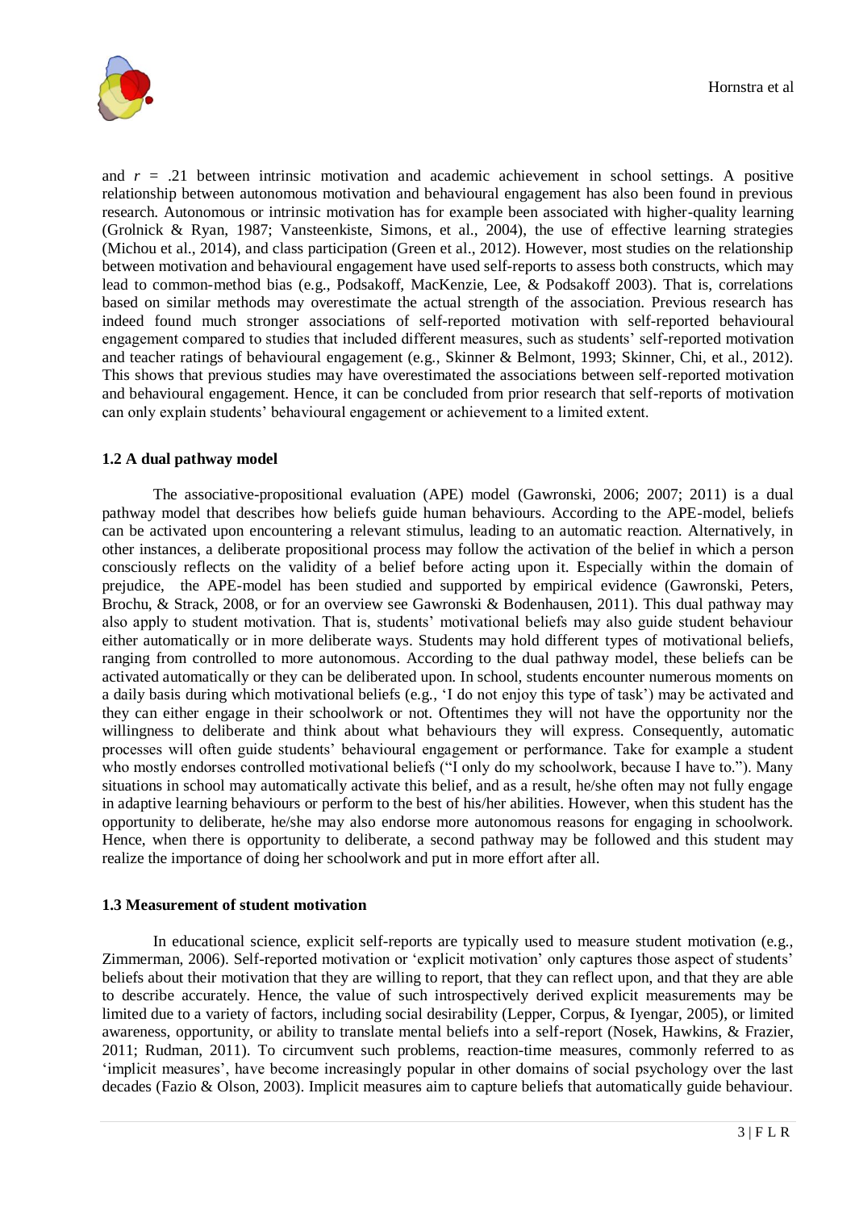and $r$ = .21 between intrinsic motivation and academic achievement in school settings. A positive relationship between autonomous motivation and behavioural engagement has also been found in previous research. Autonomous or intrinsic motivation has for example been associated with higher-quality learning (Grolnick & Ryan, 1987; Vansteenkiste, Simons, et al., 2004), the use of effective learning strategies (Michou et al., 2014), and class participation (Green et al., 2012). However, most studies on the relationship between motivation and behavioural engagement have used self-reports to assess both constructs, which may lead to common-method bias (e.g., Podsakoff, MacKenzie, Lee, & Podsakoff 2003). That is, correlations based on similar methods may overestimate the actual strength of the association. Previous research has indeed found much stronger associations of self-reported motivation with self-reported behavioural engagement compared to studies that included different measures, such as students' self-reported motivation and teacher ratings of behavioural engagement (e.g., Skinner & Belmont, 1993; Skinner, Chi, et al., 2012). This shows that previous studies may have overestimated the associations between self-reported motivation and behavioural engagement. Hence, it can be concluded from prior research that self-reports of motivation can only explain students' behavioural engagement or achievement to a limited extent.

### 1.2 A dual pathway model

The associative-propositional evaluation (APE) model (Gawronski, 2006; 2007; 2011) is a dual pathway model that describes how beliefs guide human behaviours. According to the APE-model, beliefs can be activated upon encountering a relevant stimulus, leading to an automatic reaction. Alternatively, in other instances, a deliberate propositional process may follow the activation of the belief in which a person consciously reflects on the validity of a belief before acting upon it. Especially within the domain of prejudice, the APE-model has been studied and supported by empirical evidence (Gawronski, Peters, Brochu, & Strack, 2008, or for an overview see Gawronski & Bodenhausen, 2011). This dual pathway may also apply to student motivation. That is, students' motivational beliefs may also guide student behaviour either automatically or in more deliberate ways. Students may hold different types of motivational beliefs, ranging from controlled to more autonomous. According to the dual pathway model, these beliefs can be activated automatically or they can be deliberated upon. In school, students encounter numerous moments on a daily basis during which motivational beliefs (e.g., 'I do not enjoy this type of task') may be activated and they can either engage in their schoolwork or not. Oftentimes they will not have the opportunity nor the willingness to deliberate and think about what behaviours they will express. Consequently, automatic processes will often guide students' behavioural engagement or performance. Take for example a student who mostly endorses controlled motivational beliefs ("I only do my schoolwork, because I have to."). Many situations in school may automatically activate this belief, and as a result, he/she often may not fully engage in adaptive learning behaviours or perform to the best of his/her abilities. However, when this student has the opportunity to deliberate, he/she may also endorse more autonomous reasons for engaging in schoolwork. Hence, when there is opportunity to deliberate, a second pathway may be followed and this student may realize the importance of doing her schoolwork and put in more effort after all.

### 1.3 Measurement of student motivation

In educational science, explicit self-reports are typically used to measure student motivation (e.g., Zimmerman, 2006). Self-reported motivation or 'explicit motivation' only captures those aspect of students' beliefs about their motivation that they are willing to report, that they can reflect upon, and that they are able to describe accurately. Hence, the value of such introspectively derived explicit measurements may be limited due to a variety of factors, including social desirability (Lepper, Corpus, & Iyengar, 2005), or limited awareness, opportunity, or ability to translate mental beliefs into a self-report (Nosek, Hawkins, & Frazier, 2011; Rudman, 2011). To circumvent such problems, reaction-time measures, commonly referred to as 'implicit measures', have become increasingly popular in other domains of social psychology over the last decades (Fazio & Olson, 2003). Implicit measures aim to capture beliefs that automatically guide behaviour.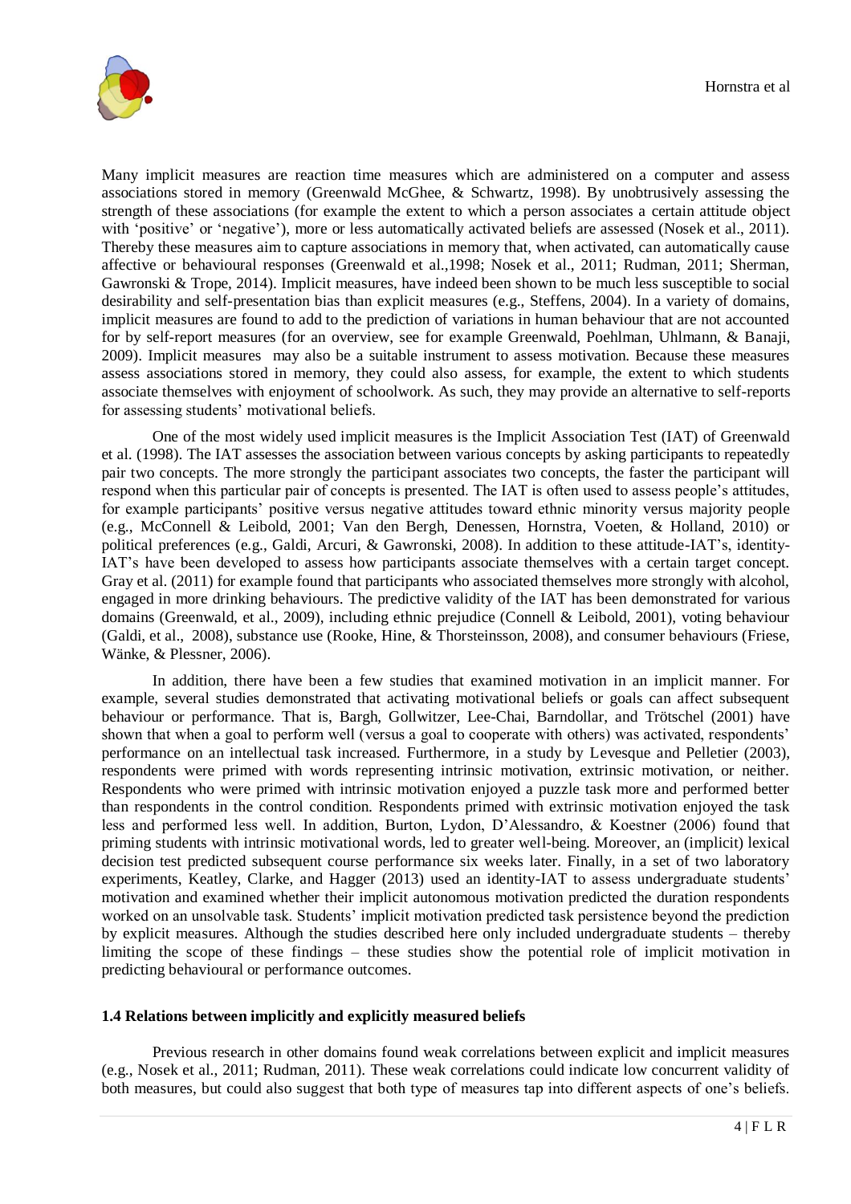Many implicit measures are reaction time measures which are administered on a computer and assess associations stored in memory (Greenwald McGhee, & Schwartz, 1998). By unobtrusively assessing the strength of these associations (for example the extent to which a person associates a certain attitude object with 'positive' or 'negative'), more or less automatically activated beliefs are assessed (Nosek et al., 2011). Thereby these measures aim to capture associations in memory that, when activated, can automatically cause affective or behavioural responses (Greenwald et al.,1998; Nosek et al., 2011; Rudman, 2011; Sherman, Gawronski & Trope, 2014). Implicit measures, have indeed been shown to be much less susceptible to social desirability and self-presentation bias than explicit measures (e.g., Steffens, 2004). In a variety of domains, implicit measures are found to add to the prediction of variations in human behaviour that are not accounted for by self-report measures (for an overview, see for example Greenwald, Poehlman, Uhlmann, & Banaji, 2009). Implicit measures may also be a suitable instrument to assess motivation. Because these measures assess associations stored in memory, they could also assess, for example, the extent to which students associate themselves with enjoyment of schoolwork. As such, they may provide an alternative to self-reports for assessing students' motivational beliefs.

One of the most widely used implicit measures is the Implicit Association Test (IAT) of Greenwald et al. (1998). The IAT assesses the association between various concepts by asking participants to repeatedly pair two concepts. The more strongly the participant associates two concepts, the faster the participant will respond when this particular pair of concepts is presented. The IAT is often used to assess people's attitudes, for example participants' positive versus negative attitudes toward ethnic minority versus majority people (e.g., McConnell & Leibold, 2001; Van den Bergh, Denessen, Hornstra, Voeten, & Holland, 2010) or political preferences (e.g., Galdi, Arcuri, & Gawronski, 2008). In addition to these attitude-IAT's, identity-IAT's have been developed to assess how participants associate themselves with a certain target concept. Gray et al. (2011) for example found that participants who associated themselves more strongly with alcohol, engaged in more drinking behaviours. The predictive validity of the IAT has been demonstrated for various domains (Greenwald, et al., 2009), including ethnic prejudice (Connell & Leibold, 2001), voting behaviour (Galdi, et al., 2008), substance use (Rooke, Hine, & Thorsteinsson, 2008), and consumer behaviours (Friese, Wänke, & Plessner, 2006).

In addition, there have been a few studies that examined motivation in an implicit manner. For example, several studies demonstrated that activating motivational beliefs or goals can affect subsequent behaviour or performance. That is, Bargh, Gollwitzer, Lee-Chai, Barndollar, and Trötschel (2001) have shown that when a goal to perform well (versus a goal to cooperate with others) was activated, respondents' performance on an intellectual task increased. Furthermore, in a study by Levesque and Pelletier (2003), respondents were primed with words representing intrinsic motivation, extrinsic motivation, or neither. Respondents who were primed with intrinsic motivation enjoyed a puzzle task more and performed better than respondents in the control condition. Respondents primed with extrinsic motivation enjoyed the task less and performed less well. In addition, Burton, Lydon, D'Alessandro, & Koestner (2006) found that priming students with intrinsic motivational words, led to greater well-being. Moreover, an (implicit) lexical decision test predicted subsequent course performance six weeks later. Finally, in a set of two laboratory experiments, Keatley, Clarke, and Hagger (2013) used an identity-IAT to assess undergraduate students' motivation and examined whether their implicit autonomous motivation predicted the duration respondents worked on an unsolvable task. Students' implicit motivation predicted task persistence beyond the prediction by explicit measures. Although the studies described here only included undergraduate students – thereby limiting the scope of these findings – these studies show the potential role of implicit motivation in predicting behavioural or performance outcomes.

### 1.4 Relations between implicitly and explicitly measured beliefs

Previous research in other domains found weak correlations between explicit and implicit measures (e.g., Nosek et al., 2011; Rudman, 2011). These weak correlations could indicate low concurrent validity of both measures, but could also suggest that both type of measures tap into different aspects of one's beliefs.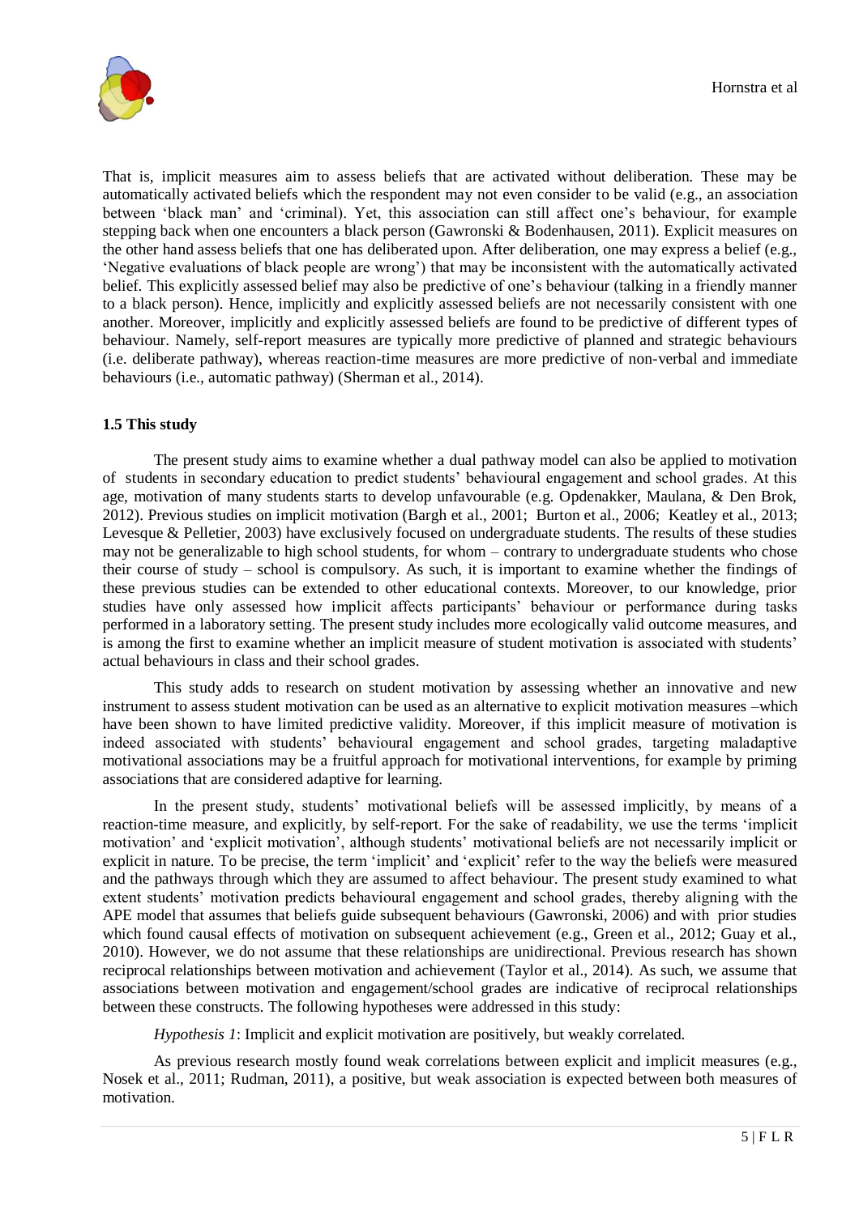That is, implicit measures aim to assess beliefs that are activated without deliberation. These may be automatically activated beliefs which the respondent may not even consider to be valid (e.g., an association between 'black man' and 'criminal). Yet, this association can still affect one's behaviour, for example stepping back when one encounters a black person (Gawronski & Bodenhausen, 2011). Explicit measures on the other hand assess beliefs that one has deliberated upon. After deliberation, one may express a belief (e.g., 'Negative evaluations of black people are wrong') that may be inconsistent with the automatically activated belief. This explicitly assessed belief may also be predictive of one's behaviour (talking in a friendly manner to a black person). Hence, implicitly and explicitly assessed beliefs are not necessarily consistent with one another. Moreover, implicitly and explicitly assessed beliefs are found to be predictive of different types of behaviour. Namely, self-report measures are typically more predictive of planned and strategic behaviours (i.e. deliberate pathway), whereas reaction-time measures are more predictive of non-verbal and immediate behaviours (i.e., automatic pathway) (Sherman et al., 2014).

### 1.5 This study

The present study aims to examine whether a dual pathway model can also be applied to motivation of students in secondary education to predict students' behavioural engagement and school grades. At this age, motivation of many students starts to develop unfavourable (e.g. Opdenakker, Maulana, & Den Brok, 2012). Previous studies on implicit motivation (Bargh et al., 2001; Burton et al., 2006; Keatley et al., 2013; Levesque & Pelletier, 2003) have exclusively focused on undergraduate students. The results of these studies may not be generalizable to high school students, for whom – contrary to undergraduate students who chose their course of study – school is compulsory. As such, it is important to examine whether the findings of these previous studies can be extended to other educational contexts. Moreover, to our knowledge, prior studies have only assessed how implicit affects participants' behaviour or performance during tasks performed in a laboratory setting. The present study includes more ecologically valid outcome measures, and is among the first to examine whether an implicit measure of student motivation is associated with students' actual behaviours in class and their school grades.

This study adds to research on student motivation by assessing whether an innovative and new instrument to assess student motivation can be used as an alternative to explicit motivation measures –which have been shown to have limited predictive validity. Moreover, if this implicit measure of motivation is indeed associated with students' behavioural engagement and school grades, targeting maladaptive motivational associations may be a fruitful approach for motivational interventions, for example by priming associations that are considered adaptive for learning.

In the present study, students' motivational beliefs will be assessed implicitly, by means of a reaction-time measure, and explicitly, by self-report. For the sake of readability, we use the terms 'implicit motivation' and 'explicit motivation', although students' motivational beliefs are not necessarily implicit or explicit in nature. To be precise, the term 'implicit' and 'explicit' refer to the way the beliefs were measured and the pathways through which they are assumed to affect behaviour. The present study examined to what extent students' motivation predicts behavioural engagement and school grades, thereby aligning with the APE model that assumes that beliefs guide subsequent behaviours (Gawronski, 2006) and with prior studies which found causal effects of motivation on subsequent achievement (e.g., Green et al., 2012; Guay et al., 2010). However, we do not assume that these relationships are unidirectional. Previous research has shown reciprocal relationships between motivation and achievement (Taylor et al., 2014). As such, we assume that associations between motivation and engagement/school grades are indicative of reciprocal relationships between these constructs. The following hypotheses were addressed in this study:

*Hypothesis 1*: Implicit and explicit motivation are positively, but weakly correlated.

As previous research mostly found weak correlations between explicit and implicit measures (e.g., Nosek et al., 2011; Rudman, 2011), a positive, but weak association is expected between both measures of motivation.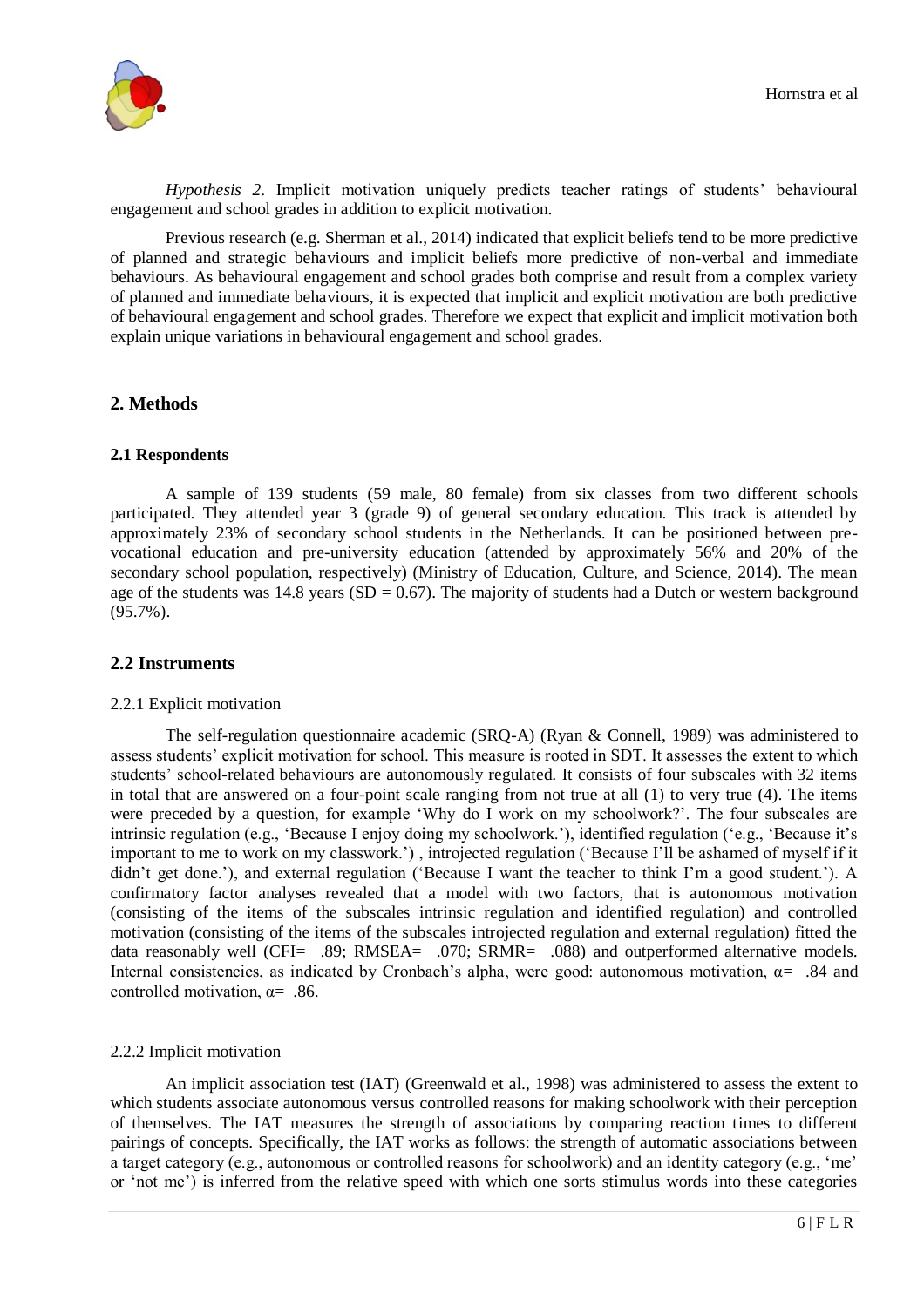*Hypothesis 2*. Implicit motivation uniquely predicts teacher ratings of students' behavioural engagement and school grades in addition to explicit motivation.

Previous research (e.g. Sherman et al., 2014) indicated that explicit beliefs tend to be more predictive of planned and strategic behaviours and implicit beliefs more predictive of non-verbal and immediate behaviours. As behavioural engagement and school grades both comprise and result from a complex variety of planned and immediate behaviours, it is expected that implicit and explicit motivation are both predictive of behavioural engagement and school grades. Therefore we expect that explicit and implicit motivation both explain unique variations in behavioural engagement and school grades.

## 2. Methods

### 2.1 Respondents

A sample of 139 students (59 male, 80 female) from six classes from two different schools participated. They attended year 3 (grade 9) of general secondary education. This track is attended by approximately 23% of secondary school students in the Netherlands. It can be positioned between pre-vocational education and pre-university education (attended by approximately 56% and 20% of the secondary school population, respectively) (Ministry of Education, Culture, and Science, 2014). The mean age of the students was 14.8 years ($SD = 0.67$). The majority of students had a Dutch or western background (95.7%).

## 2.2 Instruments

#### 2.2.1 Explicit motivation

The self-regulation questionnaire academic (SRQ-A) (Ryan & Connell, 1989) was administered to assess students' explicit motivation for school. This measure is rooted in SDT. It assesses the extent to which students' school-related behaviours are autonomously regulated. It consists of four subscales with 32 items in total that are answered on a four-point scale ranging from not true at all (1) to very true (4). The items were preceded by a question, for example 'Why do I work on my schoolwork?'. The four subscales are intrinsic regulation (e.g., 'Because I enjoy doing my schoolwork.'), identified regulation ('e.g., 'Because it's important to me to work on my classwork.') , introjected regulation ('Because I'll be ashamed of myself if it didn't get done.'), and external regulation ('Because I want the teacher to think I'm a good student.'). A confirmatory factor analyses revealed that a model with two factors, that is autonomous motivation (consisting of the items of the subscales intrinsic regulation and identified regulation) and controlled motivation (consisting of the items of the subscales introjected regulation and external regulation) fitted the data reasonably well ($CFI = .89$; $RMSEA = .070$; $SRMR = .088$) and outperformed alternative models. Internal consistencies, as indicated by Cronbach's alpha, were good: autonomous motivation, $\alpha = .84$ and controlled motivation, $\alpha = .86$.

#### 2.2.2 Implicit motivation

An implicit association test (IAT) (Greenwald et al., 1998) was administered to assess the extent to which students associate autonomous versus controlled reasons for making schoolwork with their perception of themselves. The IAT measures the strength of associations by comparing reaction times to different pairings of concepts. Specifically, the IAT works as follows: the strength of automatic associations between a target category (e.g., autonomous or controlled reasons for schoolwork) and an identity category (e.g., 'me' or 'not me') is inferred from the relative speed with which one sorts stimulus words into these categories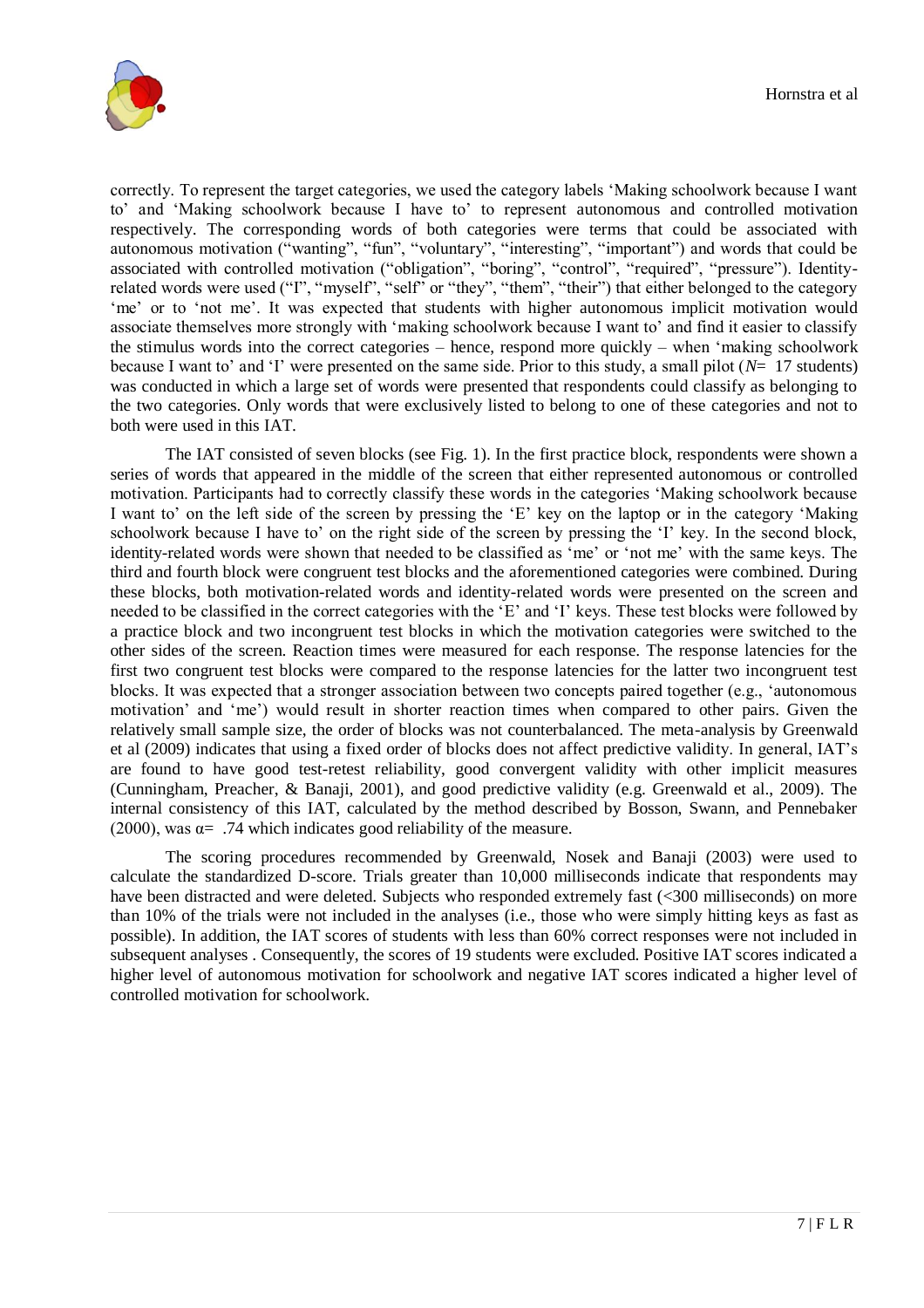correctly. To represent the target categories, we used the category labels 'Making schoolwork because I want to' and 'Making schoolwork because I have to' to represent autonomous and controlled motivation respectively. The corresponding words of both categories were terms that could be associated with autonomous motivation ("wanting", "fun", "voluntary", "interesting", "important") and words that could be associated with controlled motivation ("obligation", "boring", "control", "required", "pressure"). Identity-related words were used ("I", "myself", "self" or "they", "them", "their") that either belonged to the category 'me' or to 'not me'. It was expected that students with higher autonomous implicit motivation would associate themselves more strongly with 'making schoolwork because I want to' and find it easier to classify the stimulus words into the correct categories – hence, respond more quickly – when 'making schoolwork because I want to' and 'I' were presented on the same side. Prior to this study, a small pilot (*N*= 17 students) was conducted in which a large set of words were presented that respondents could classify as belonging to the two categories. Only words that were exclusively listed to belong to one of these categories and not to both were used in this IAT.

The IAT consisted of seven blocks (see Fig. 1). In the first practice block, respondents were shown a series of words that appeared in the middle of the screen that either represented autonomous or controlled motivation. Participants had to correctly classify these words in the categories 'Making schoolwork because I want to' on the left side of the screen by pressing the 'E' key on the laptop or in the category 'Making schoolwork because I have to' on the right side of the screen by pressing the 'I' key. In the second block, identity-related words were shown that needed to be classified as 'me' or 'not me' with the same keys. The third and fourth block were congruent test blocks and the aforementioned categories were combined. During these blocks, both motivation-related words and identity-related words were presented on the screen and needed to be classified in the correct categories with the 'E' and 'I' keys. These test blocks were followed by a practice block and two incongruent test blocks in which the motivation categories were switched to the other sides of the screen. Reaction times were measured for each response. The response latencies for the first two congruent test blocks were compared to the response latencies for the latter two incongruent test blocks. It was expected that a stronger association between two concepts paired together (e.g., 'autonomous motivation' and 'me') would result in shorter reaction times when compared to other pairs. Given the relatively small sample size, the order of blocks was not counterbalanced. The meta-analysis by Greenwald et al (2009) indicates that using a fixed order of blocks does not affect predictive validity. In general, IAT's are found to have good test-retest reliability, good convergent validity with other implicit measures (Cunningham, Preacher, & Banaji, 2001), and good predictive validity (e.g. Greenwald et al., 2009). The internal consistency of this IAT, calculated by the method described by Bosson, Swann, and Pennebaker (2000), was $\alpha = .74$ which indicates good reliability of the measure.

The scoring procedures recommended by Greenwald, Nosek and Banaji (2003) were used to calculate the standardized D-score. Trials greater than 10,000 milliseconds indicate that respondents may have been distracted and were deleted. Subjects who responded extremely fast (<300 milliseconds) on more than 10% of the trials were not included in the analyses (i.e., those who were simply hitting keys as fast as possible). In addition, the IAT scores of students with less than 60% correct responses were not included in subsequent analyses . Consequently, the scores of 19 students were excluded. Positive IAT scores indicated a higher level of autonomous motivation for schoolwork and negative IAT scores indicated a higher level of controlled motivation for schoolwork.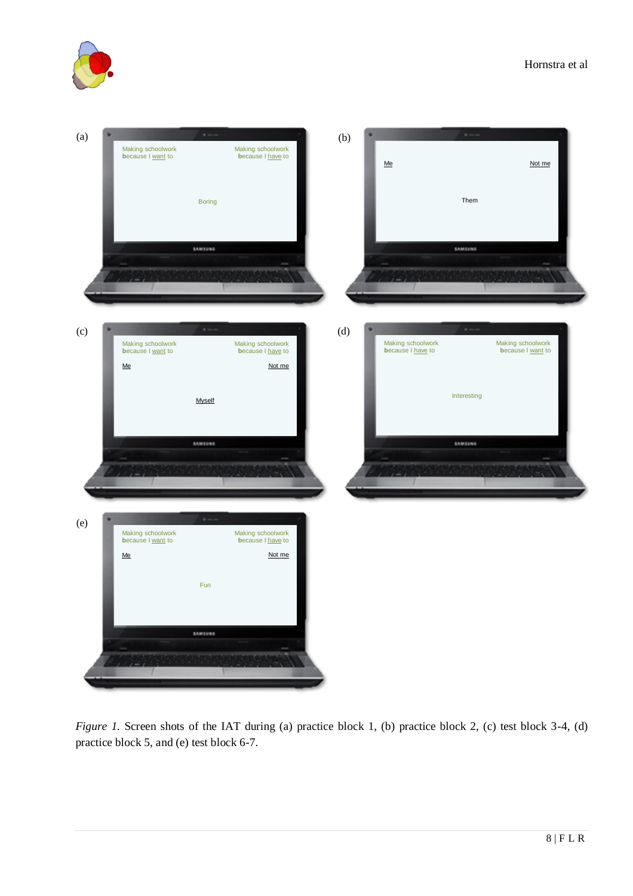(a)

Making schoolwork because I want to | Making schoolwork because I have to

Boring

(b)

Me | Not me

Them

(c)

Making schoolwork because I want to | Making schoolwork because I have to

Me | Not me

Myself

(d)

Making schoolwork because I have to | Making schoolwork because I want to

Interesting

(e)

Making schoolwork because I want to | Making schoolwork because I have to

Me | Not me

Fun

*Figure 1.* Screen shots of the IAT during (a) practice block 1, (b) practice block 2, (c) test block 3-4, (d) practice block 5, and (e) test block 6-7.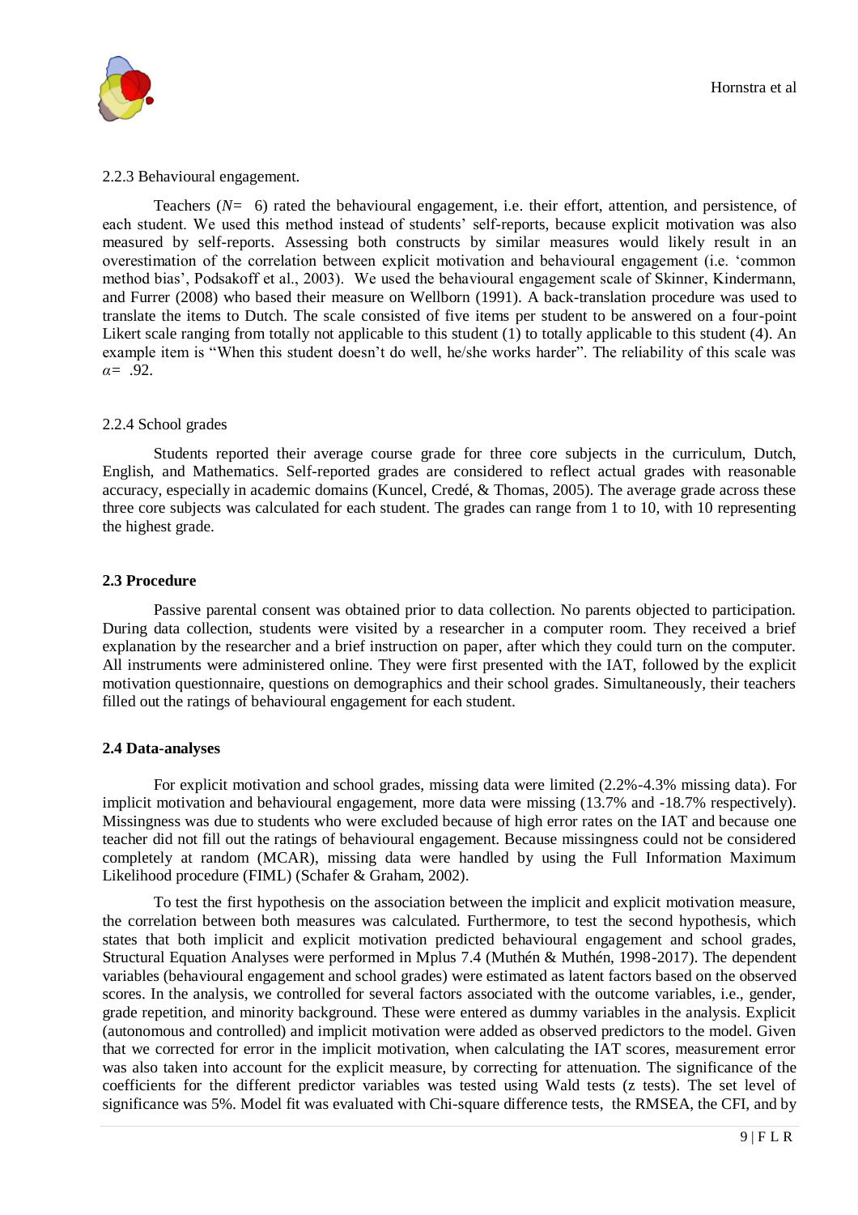2.2.3 Behavioural engagement.

Teachers ($N$= 6) rated the behavioural engagement, i.e. their effort, attention, and persistence, of each student. We used this method instead of students' self-reports, because explicit motivation was also measured by self-reports. Assessing both constructs by similar measures would likely result in an overestimation of the correlation between explicit motivation and behavioural engagement (i.e. 'common method bias', Podsakoff et al., 2003). We used the behavioural engagement scale of Skinner, Kindermann, and Furrer (2008) who based their measure on Wellborn (1991). A back-translation procedure was used to translate the items to Dutch. The scale consisted of five items per student to be answered on a four-point Likert scale ranging from totally not applicable to this student (1) to totally applicable to this student (4). An example item is "When this student doesn't do well, he/she works harder". The reliability of this scale was $\alpha$= .92.

2.2.4 School grades

Students reported their average course grade for three core subjects in the curriculum, Dutch, English, and Mathematics. Self-reported grades are considered to reflect actual grades with reasonable accuracy, especially in academic domains (Kuncel, Credé, & Thomas, 2005). The average grade across these three core subjects was calculated for each student. The grades can range from 1 to 10, with 10 representing the highest grade.

**2.3 Procedure**

Passive parental consent was obtained prior to data collection. No parents objected to participation. During data collection, students were visited by a researcher in a computer room. They received a brief explanation by the researcher and a brief instruction on paper, after which they could turn on the computer. All instruments were administered online. They were first presented with the IAT, followed by the explicit motivation questionnaire, questions on demographics and their school grades. Simultaneously, their teachers filled out the ratings of behavioural engagement for each student.

**2.4 Data-analyses**

For explicit motivation and school grades, missing data were limited (2.2%-4.3% missing data). For implicit motivation and behavioural engagement, more data were missing (13.7% and -18.7% respectively). Missingness was due to students who were excluded because of high error rates on the IAT and because one teacher did not fill out the ratings of behavioural engagement. Because missingness could not be considered completely at random (MCAR), missing data were handled by using the Full Information Maximum Likelihood procedure (FIML) (Schafer & Graham, 2002).

To test the first hypothesis on the association between the implicit and explicit motivation measure, the correlation between both measures was calculated. Furthermore, to test the second hypothesis, which states that both implicit and explicit motivation predicted behavioural engagement and school grades, Structural Equation Analyses were performed in Mplus 7.4 (Muthén & Muthén, 1998-2017). The dependent variables (behavioural engagement and school grades) were estimated as latent factors based on the observed scores. In the analysis, we controlled for several factors associated with the outcome variables, i.e., gender, grade repetition, and minority background. These were entered as dummy variables in the analysis. Explicit (autonomous and controlled) and implicit motivation were added as observed predictors to the model. Given that we corrected for error in the implicit motivation, when calculating the IAT scores, measurement error was also taken into account for the explicit measure, by correcting for attenuation. The significance of the coefficients for the different predictor variables was tested using Wald tests (z tests). The set level of significance was 5%. Model fit was evaluated with Chi-square difference tests, the RMSEA, the CFI, and by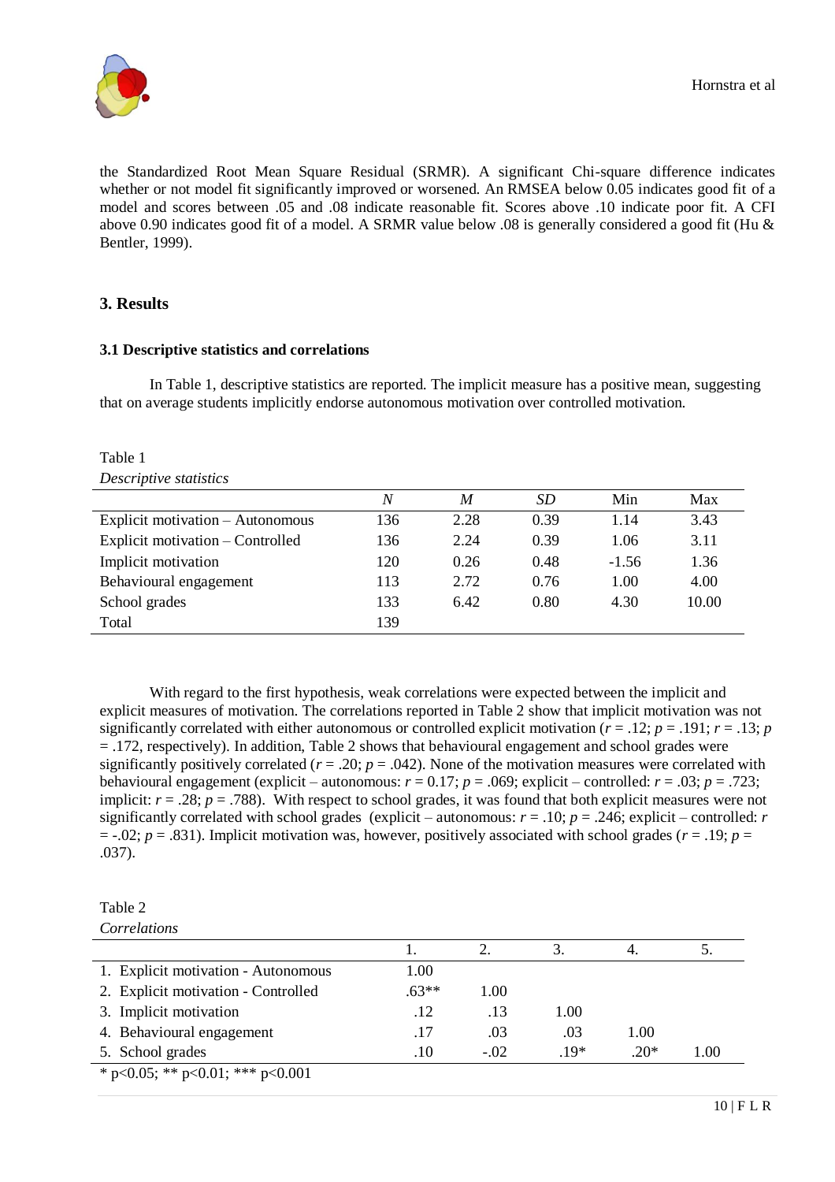the Standardized Root Mean Square Residual (SRMR). A significant Chi-square difference indicates whether or not model fit significantly improved or worsened. An RMSEA below 0.05 indicates good fit of a model and scores between .05 and .08 indicate reasonable fit. Scores above .10 indicate poor fit. A CFI above 0.90 indicates good fit of a model. A SRMR value below .08 is generally considered a good fit (Hu & Bentler, 1999).

## 3. Results

### 3.1 Descriptive statistics and correlations

In Table 1, descriptive statistics are reported. The implicit measure has a positive mean, suggesting that on average students implicitly endorse autonomous motivation over controlled motivation.

Table 1
*Descriptive statistics*

| | *N* | *M* | *SD* | Min | Max |
|---|---|---|---|---|---|
| Explicit motivation – Autonomous | 136 | 2.28 | 0.39 | 1.14 | 3.43 |
| Explicit motivation – Controlled | 136 | 2.24 | 0.39 | 1.06 | 3.11 |
| Implicit motivation | 120 | 0.26 | 0.48 | -1.56 | 1.36 |
| Behavioural engagement | 113 | 2.72 | 0.76 | 1.00 | 4.00 |
| School grades | 133 | 6.42 | 0.80 | 4.30 | 10.00 |
| Total | 139 | | | | |

With regard to the first hypothesis, weak correlations were expected between the implicit and explicit measures of motivation. The correlations reported in Table 2 show that implicit motivation was not significantly correlated with either autonomous or controlled explicit motivation ($r = .12$; $p = .191$; $r = .13$; $p = .172$, respectively). In addition, Table 2 shows that behavioural engagement and school grades were significantly positively correlated ($r = .20$; $p = .042$). None of the motivation measures were correlated with behavioural engagement (explicit – autonomous: $r = 0.17$; $p = .069$; explicit – controlled: $r = .03$; $p = .723$; implicit: $r = .28$; $p = .788$). With respect to school grades, it was found that both explicit measures were not significantly correlated with school grades (explicit – autonomous: $r = .10$; $p = .246$; explicit – controlled: $r = -.02$; $p = .831$). Implicit motivation was, however, positively associated with school grades ($r = .19$; $p = .037$).

Table 2
*Correlations*

| | 1. | 2. | 3. | 4. | 5. |
|---|---|---|---|---|---|
| 1. Explicit motivation - Autonomous | 1.00 | | | | |
| 2. Explicit motivation - Controlled | .63** | 1.00 | | | |
| 3. Implicit motivation | .12 | .13 | 1.00 | | |
| 4. Behavioural engagement | .17 | .03 | .03 | 1.00 | |
| 5. School grades | .10 | -.02 | .19* | .20* | 1.00 |

\* p<0.05; ** p<0.01; *** p<0.001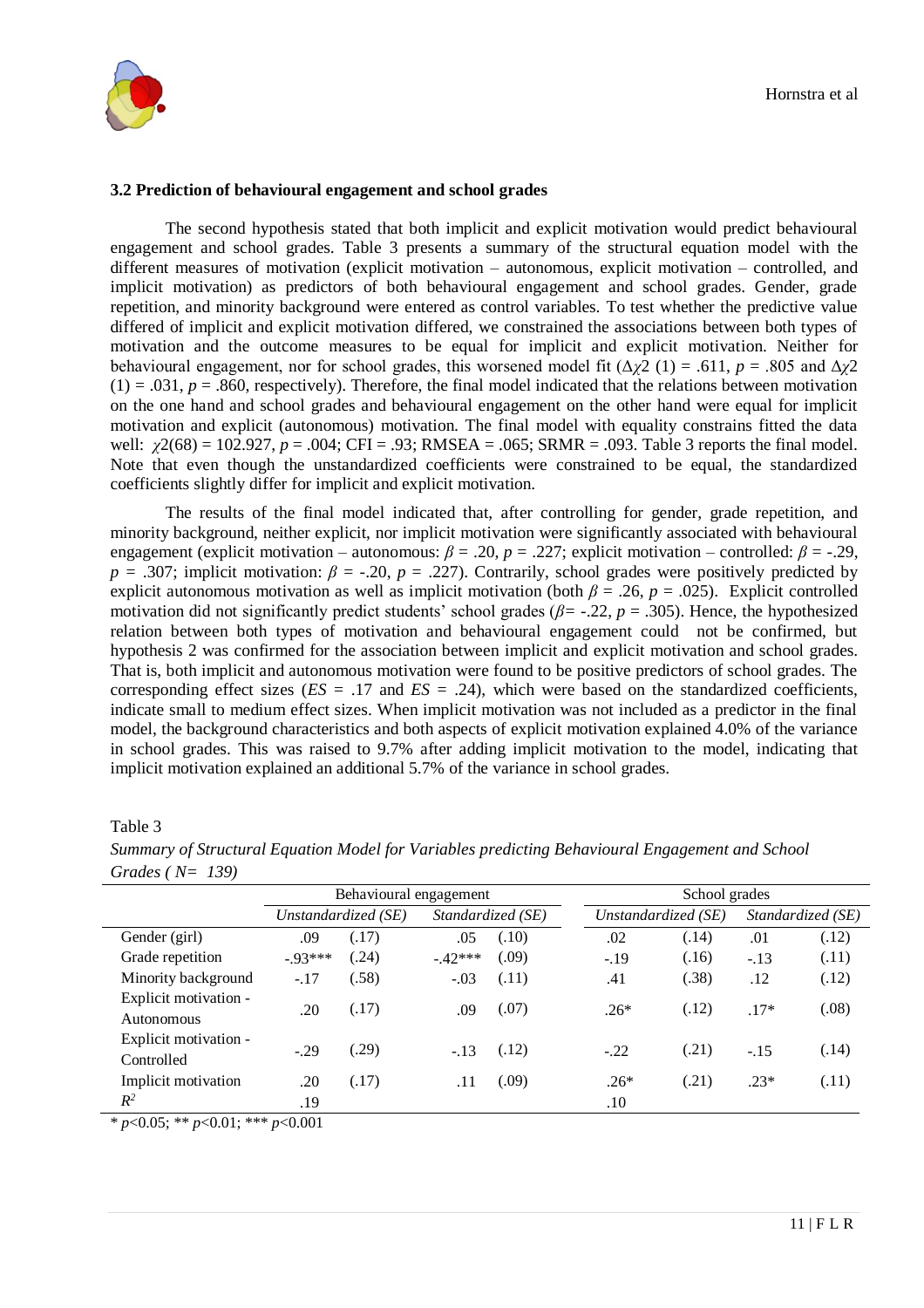### 3.2 Prediction of behavioural engagement and school grades

The second hypothesis stated that both implicit and explicit motivation would predict behavioural engagement and school grades. Table 3 presents a summary of the structural equation model with the different measures of motivation (explicit motivation – autonomous, explicit motivation – controlled, and implicit motivation) as predictors of both behavioural engagement and school grades. Gender, grade repetition, and minority background were entered as control variables. To test whether the predictive value differed of implicit and explicit motivation differed, we constrained the associations between both types of motivation and the outcome measures to be equal for implicit and explicit motivation. Neither for behavioural engagement, nor for school grades, this worsened model fit ($\Delta\chi2$ (1) = .611, $p$ = .805 and $\Delta\chi2$ (1) = .031, $p$ = .860, respectively). Therefore, the final model indicated that the relations between motivation on the one hand and school grades and behavioural engagement on the other hand were equal for implicit motivation and explicit (autonomous) motivation. The final model with equality constrains fitted the data well: $\chi2(68)$ = 102.927, $p$ = .004; CFI = .93; RMSEA = .065; SRMR = .093. Table 3 reports the final model. Note that even though the unstandardized coefficients were constrained to be equal, the standardized coefficients slightly differ for implicit and explicit motivation.

The results of the final model indicated that, after controlling for gender, grade repetition, and minority background, neither explicit, nor implicit motivation were significantly associated with behavioural engagement (explicit motivation – autonomous: $\beta$ = .20, $p$ = .227; explicit motivation – controlled: $\beta$ = -.29, $p$ = .307; implicit motivation: $\beta$ = -.20, $p$ = .227). Contrarily, school grades were positively predicted by explicit autonomous motivation as well as implicit motivation (both $\beta$ = .26, $p$ = .025). Explicit controlled motivation did not significantly predict students' school grades ($\beta$= -.22, $p$ = .305). Hence, the hypothesized relation between both types of motivation and behavioural engagement could not be confirmed, but hypothesis 2 was confirmed for the association between implicit and explicit motivation and school grades. That is, both implicit and autonomous motivation were found to be positive predictors of school grades. The corresponding effect sizes ($ES$ = .17 and $ES$ = .24), which were based on the standardized coefficients, indicate small to medium effect sizes. When implicit motivation was not included as a predictor in the final model, the background characteristics and both aspects of explicit motivation explained 4.0% of the variance in school grades. This was raised to 9.7% after adding implicit motivation to the model, indicating that implicit motivation explained an additional 5.7% of the variance in school grades.

Table 3

*Summary of Structural Equation Model for Variables predicting Behavioural Engagement and School Grades ( N= 139)*

| | Behavioural engagement | | | | School grades | | | |
|---|---|---|---|---|---|---|---|---|
| | *Unstandardized (SE)* | | *Standardized (SE)* | | *Unstandardized (SE)* | | *Standardized (SE)* | |
| Gender (girl) | .09 | (.17) | .05 | (.10) | .02 | (.14) | .01 | (.12) |
| Grade repetition | -.93*** | (.24) | -.42*** | (.09) | -.19 | (.16) | -.13 | (.11) |
| Minority background | -.17 | (.58) | -.03 | (.11) | .41 | (.38) | .12 | (.12) |
| Explicit motivation - Autonomous | .20 | (.17) | .09 | (.07) | .26* | (.12) | .17* | (.08) |
| Explicit motivation - Controlled | -.29 | (.29) | -.13 | (.12) | -.22 | (.21) | -.15 | (.14) |
| Implicit motivation | .20 | (.17) | .11 | (.09) | .26* | (.21) | .23* | (.11) |
| $R^2$ | .19 | | | | .10 | | | |

* $p$<0.05; ** $p$<0.01; *** $p$<0.001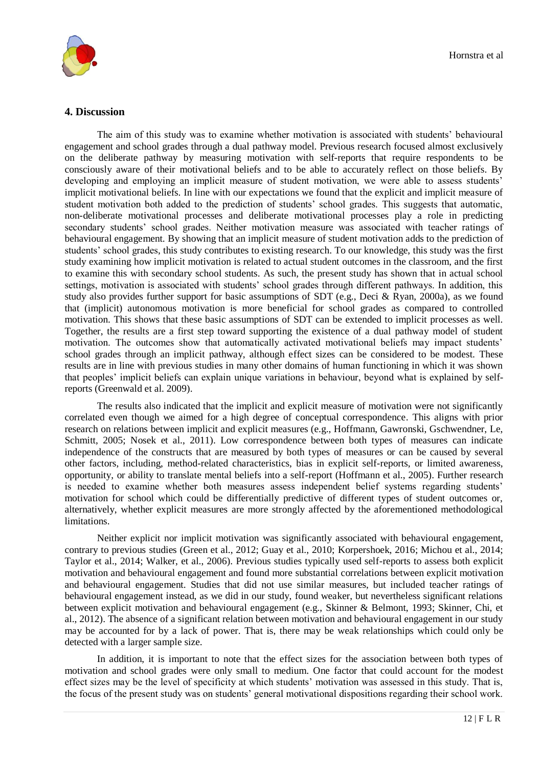## 4. Discussion

The aim of this study was to examine whether motivation is associated with students' behavioural engagement and school grades through a dual pathway model. Previous research focused almost exclusively on the deliberate pathway by measuring motivation with self-reports that require respondents to be consciously aware of their motivational beliefs and to be able to accurately reflect on those beliefs. By developing and employing an implicit measure of student motivation, we were able to assess students' implicit motivational beliefs. In line with our expectations we found that the explicit and implicit measure of student motivation both added to the prediction of students' school grades. This suggests that automatic, non-deliberate motivational processes and deliberate motivational processes play a role in predicting secondary students' school grades. Neither motivation measure was associated with teacher ratings of behavioural engagement. By showing that an implicit measure of student motivation adds to the prediction of students' school grades, this study contributes to existing research. To our knowledge, this study was the first study examining how implicit motivation is related to actual student outcomes in the classroom, and the first to examine this with secondary school students. As such, the present study has shown that in actual school settings, motivation is associated with students' school grades through different pathways. In addition, this study also provides further support for basic assumptions of SDT (e.g., Deci & Ryan, 2000a), as we found that (implicit) autonomous motivation is more beneficial for school grades as compared to controlled motivation. This shows that these basic assumptions of SDT can be extended to implicit processes as well. Together, the results are a first step toward supporting the existence of a dual pathway model of student motivation. The outcomes show that automatically activated motivational beliefs may impact students' school grades through an implicit pathway, although effect sizes can be considered to be modest. These results are in line with previous studies in many other domains of human functioning in which it was shown that peoples' implicit beliefs can explain unique variations in behaviour, beyond what is explained by self-reports (Greenwald et al. 2009).

The results also indicated that the implicit and explicit measure of motivation were not significantly correlated even though we aimed for a high degree of conceptual correspondence. This aligns with prior research on relations between implicit and explicit measures (e.g., Hoffmann, Gawronski, Gschwendner, Le, Schmitt, 2005; Nosek et al., 2011). Low correspondence between both types of measures can indicate independence of the constructs that are measured by both types of measures or can be caused by several other factors, including, method-related characteristics, bias in explicit self-reports, or limited awareness, opportunity, or ability to translate mental beliefs into a self-report (Hoffmann et al., 2005). Further research is needed to examine whether both measures assess independent belief systems regarding students' motivation for school which could be differentially predictive of different types of student outcomes or, alternatively, whether explicit measures are more strongly affected by the aforementioned methodological limitations.

Neither explicit nor implicit motivation was significantly associated with behavioural engagement, contrary to previous studies (Green et al., 2012; Guay et al., 2010; Korpershoek, 2016; Michou et al., 2014; Taylor et al., 2014; Walker, et al., 2006). Previous studies typically used self-reports to assess both explicit motivation and behavioural engagement and found more substantial correlations between explicit motivation and behavioural engagement. Studies that did not use similar measures, but included teacher ratings of behavioural engagement instead, as we did in our study, found weaker, but nevertheless significant relations between explicit motivation and behavioural engagement (e.g., Skinner & Belmont, 1993; Skinner, Chi, et al., 2012). The absence of a significant relation between motivation and behavioural engagement in our study may be accounted for by a lack of power. That is, there may be weak relationships which could only be detected with a larger sample size.

In addition, it is important to note that the effect sizes for the association between both types of motivation and school grades were only small to medium. One factor that could account for the modest effect sizes may be the level of specificity at which students' motivation was assessed in this study. That is, the focus of the present study was on students' general motivational dispositions regarding their school work.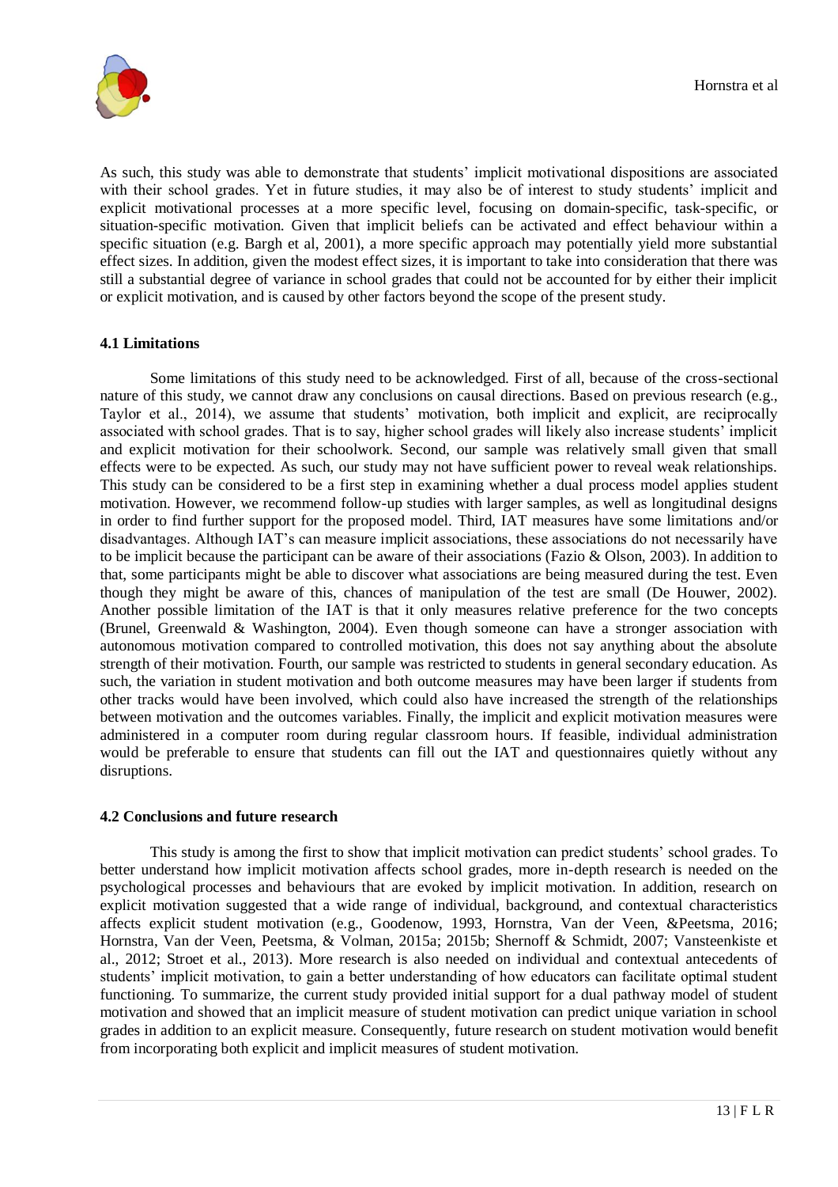As such, this study was able to demonstrate that students' implicit motivational dispositions are associated with their school grades. Yet in future studies, it may also be of interest to study students' implicit and explicit motivational processes at a more specific level, focusing on domain-specific, task-specific, or situation-specific motivation. Given that implicit beliefs can be activated and effect behaviour within a specific situation (e.g. Bargh et al, 2001), a more specific approach may potentially yield more substantial effect sizes. In addition, given the modest effect sizes, it is important to take into consideration that there was still a substantial degree of variance in school grades that could not be accounted for by either their implicit or explicit motivation, and is caused by other factors beyond the scope of the present study.

### 4.1 Limitations

Some limitations of this study need to be acknowledged. First of all, because of the cross-sectional nature of this study, we cannot draw any conclusions on causal directions. Based on previous research (e.g., Taylor et al., 2014), we assume that students' motivation, both implicit and explicit, are reciprocally associated with school grades. That is to say, higher school grades will likely also increase students' implicit and explicit motivation for their schoolwork. Second, our sample was relatively small given that small effects were to be expected. As such, our study may not have sufficient power to reveal weak relationships. This study can be considered to be a first step in examining whether a dual process model applies student motivation. However, we recommend follow-up studies with larger samples, as well as longitudinal designs in order to find further support for the proposed model. Third, IAT measures have some limitations and/or disadvantages. Although IAT's can measure implicit associations, these associations do not necessarily have to be implicit because the participant can be aware of their associations (Fazio & Olson, 2003). In addition to that, some participants might be able to discover what associations are being measured during the test. Even though they might be aware of this, chances of manipulation of the test are small (De Houwer, 2002). Another possible limitation of the IAT is that it only measures relative preference for the two concepts (Brunel, Greenwald & Washington, 2004). Even though someone can have a stronger association with autonomous motivation compared to controlled motivation, this does not say anything about the absolute strength of their motivation. Fourth, our sample was restricted to students in general secondary education. As such, the variation in student motivation and both outcome measures may have been larger if students from other tracks would have been involved, which could also have increased the strength of the relationships between motivation and the outcomes variables. Finally, the implicit and explicit motivation measures were administered in a computer room during regular classroom hours. If feasible, individual administration would be preferable to ensure that students can fill out the IAT and questionnaires quietly without any disruptions.

### 4.2 Conclusions and future research

This study is among the first to show that implicit motivation can predict students' school grades. To better understand how implicit motivation affects school grades, more in-depth research is needed on the psychological processes and behaviours that are evoked by implicit motivation. In addition, research on explicit motivation suggested that a wide range of individual, background, and contextual characteristics affects explicit student motivation (e.g., Goodenow, 1993, Hornstra, Van der Veen, &Peetsma, 2016; Hornstra, Van der Veen, Peetsma, & Volman, 2015a; 2015b; Shernoff & Schmidt, 2007; Vansteenkiste et al., 2012; Stroet et al., 2013). More research is also needed on individual and contextual antecedents of students' implicit motivation, to gain a better understanding of how educators can facilitate optimal student functioning. To summarize, the current study provided initial support for a dual pathway model of student motivation and showed that an implicit measure of student motivation can predict unique variation in school grades in addition to an explicit measure. Consequently, future research on student motivation would benefit from incorporating both explicit and implicit measures of student motivation.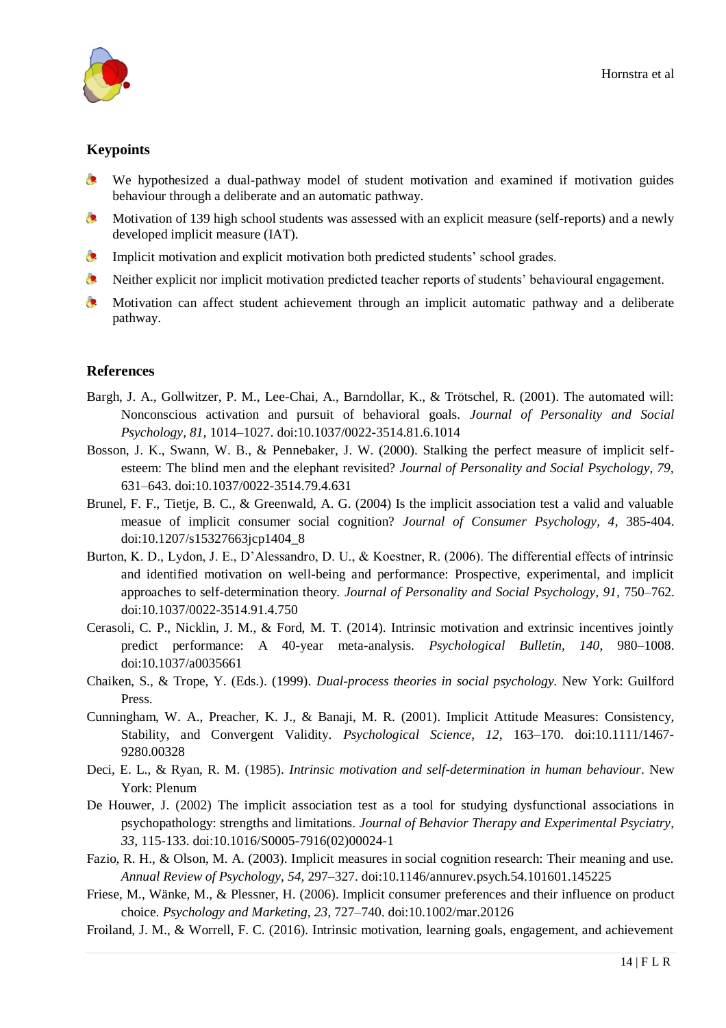## Keypoints

- We hypothesized a dual-pathway model of student motivation and examined if motivation guides behaviour through a deliberate and an automatic pathway.
- Motivation of 139 high school students was assessed with an explicit measure (self-reports) and a newly developed implicit measure (IAT).
- Implicit motivation and explicit motivation both predicted students' school grades.
- Neither explicit nor implicit motivation predicted teacher reports of students' behavioural engagement.
- Motivation can affect student achievement through an implicit automatic pathway and a deliberate pathway.

## References

Bargh, J. A., Gollwitzer, P. M., Lee-Chai, A., Barndollar, K., & Trötschel, R. (2001). The automated will: Nonconscious activation and pursuit of behavioral goals. *Journal of Personality and Social Psychology*, *81*, 1014–1027. doi:10.1037/0022-3514.81.6.1014

Bosson, J. K., Swann, W. B., & Pennebaker, J. W. (2000). Stalking the perfect measure of implicit self-esteem: The blind men and the elephant revisited? *Journal of Personality and Social Psychology*, *79*, 631–643. doi:10.1037/0022-3514.79.4.631

Brunel, F. F., Tietje, B. C., & Greenwald, A. G. (2004) Is the implicit association test a valid and valuable measue of implicit consumer social cognition? *Journal of Consumer Psychology*, *4*, 385-404. doi:10.1207/s15327663jcp1404_8

Burton, K. D., Lydon, J. E., D'Alessandro, D. U., & Koestner, R. (2006). The differential effects of intrinsic and identified motivation on well-being and performance: Prospective, experimental, and implicit approaches to self-determination theory. *Journal of Personality and Social Psychology*, *91*, 750–762. doi:10.1037/0022-3514.91.4.750

Cerasoli, C. P., Nicklin, J. M., & Ford, M. T. (2014). Intrinsic motivation and extrinsic incentives jointly predict performance: A 40-year meta-analysis. *Psychological Bulletin*, *140*, 980–1008. doi:10.1037/a0035661

Chaiken, S., & Trope, Y. (Eds.). (1999). *Dual-process theories in social psychology*. New York: Guilford Press.

Cunningham, W. A., Preacher, K. J., & Banaji, M. R. (2001). Implicit Attitude Measures: Consistency, Stability, and Convergent Validity. *Psychological Science*, *12*, 163–170. doi:10.1111/1467-9280.00328

Deci, E. L., & Ryan, R. M. (1985). *Intrinsic motivation and self-determination in human behaviour*. New York: Plenum

De Houwer, J. (2002) The implicit association test as a tool for studying dysfunctional associations in psychopathology: strengths and limitations. *Journal of Behavior Therapy and Experimental Psyciatry*, *33*, 115-133. doi:10.1016/S0005-7916(02)00024-1

Fazio, R. H., & Olson, M. A. (2003). Implicit measures in social cognition research: Their meaning and use. *Annual Review of Psychology*, *54*, 297–327. doi:10.1146/annurev.psych.54.101601.145225

Friese, M., Wänke, M., & Plessner, H. (2006). Implicit consumer preferences and their influence on product choice. *Psychology and Marketing*, *23*, 727–740. doi:10.1002/mar.20126

Froiland, J. M., & Worrell, F. C. (2016). Intrinsic motivation, learning goals, engagement, and achievement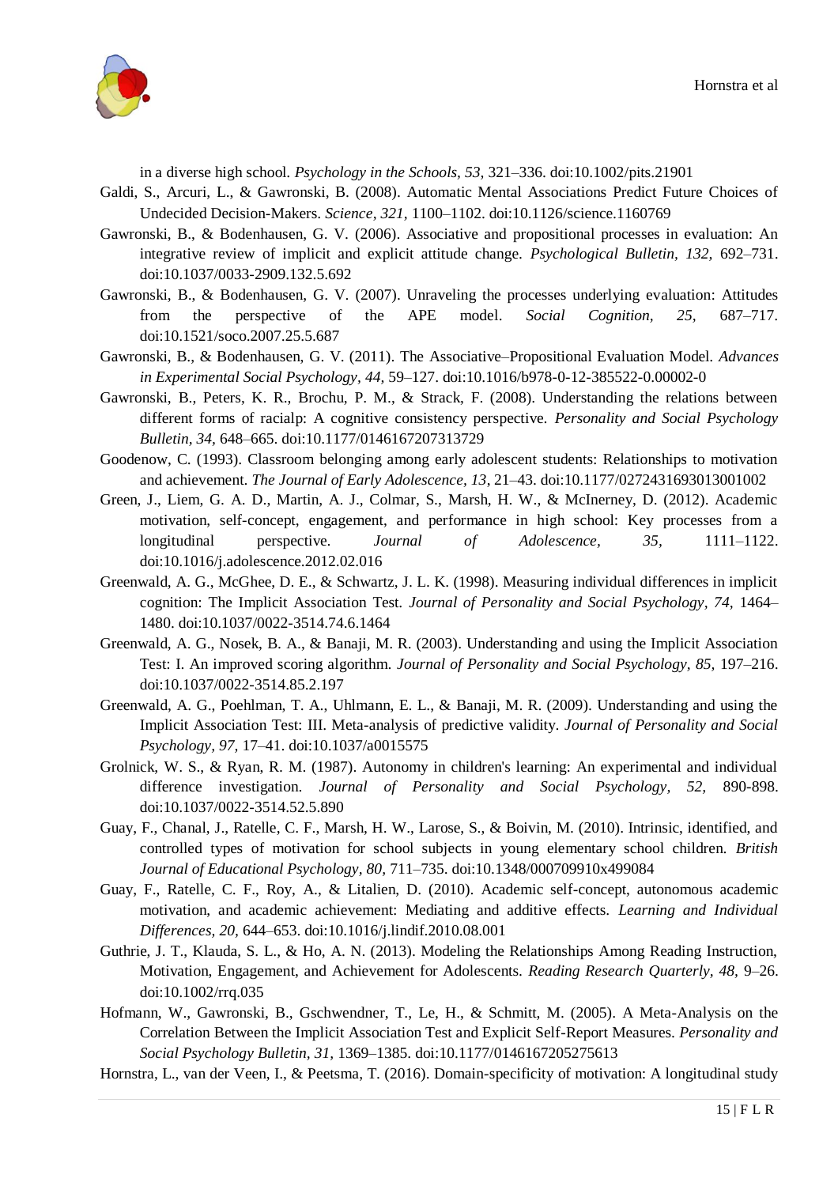in a diverse high school. *Psychology in the Schools, 53,* 321–336. doi:10.1002/pits.21901

Galdi, S., Arcuri, L., & Gawronski, B. (2008). Automatic Mental Associations Predict Future Choices of Undecided Decision-Makers. *Science, 321,* 1100–1102. doi:10.1126/science.1160769

Gawronski, B., & Bodenhausen, G. V. (2006). Associative and propositional processes in evaluation: An integrative review of implicit and explicit attitude change. *Psychological Bulletin, 132,* 692–731. doi:10.1037/0033-2909.132.5.692

Gawronski, B., & Bodenhausen, G. V. (2007). Unraveling the processes underlying evaluation: Attitudes from the perspective of the APE model. *Social Cognition, 25,* 687–717. doi:10.1521/soco.2007.25.5.687

Gawronski, B., & Bodenhausen, G. V. (2011). The Associative–Propositional Evaluation Model. *Advances in Experimental Social Psychology, 44,* 59–127. doi:10.1016/b978-0-12-385522-0.00002-0

Gawronski, B., Peters, K. R., Brochu, P. M., & Strack, F. (2008). Understanding the relations between different forms of racialp: A cognitive consistency perspective. *Personality and Social Psychology Bulletin, 34,* 648–665. doi:10.1177/0146167207313729

Goodenow, C. (1993). Classroom belonging among early adolescent students: Relationships to motivation and achievement. *The Journal of Early Adolescence, 13,* 21–43. doi:10.1177/0272431693013001002

Green, J., Liem, G. A. D., Martin, A. J., Colmar, S., Marsh, H. W., & McInerney, D. (2012). Academic motivation, self-concept, engagement, and performance in high school: Key processes from a longitudinal perspective. *Journal of Adolescence, 35,* 1111–1122. doi:10.1016/j.adolescence.2012.02.016

Greenwald, A. G., McGhee, D. E., & Schwartz, J. L. K. (1998). Measuring individual differences in implicit cognition: The Implicit Association Test. *Journal of Personality and Social Psychology, 74,* 1464–1480. doi:10.1037/0022-3514.74.6.1464

Greenwald, A. G., Nosek, B. A., & Banaji, M. R. (2003). Understanding and using the Implicit Association Test: I. An improved scoring algorithm. *Journal of Personality and Social Psychology, 85,* 197–216. doi:10.1037/0022-3514.85.2.197

Greenwald, A. G., Poehlman, T. A., Uhlmann, E. L., & Banaji, M. R. (2009). Understanding and using the Implicit Association Test: III. Meta-analysis of predictive validity. *Journal of Personality and Social Psychology, 97,* 17–41. doi:10.1037/a0015575

Grolnick, W. S., & Ryan, R. M. (1987). Autonomy in children's learning: An experimental and individual difference investigation. *Journal of Personality and Social Psychology, 52,* 890-898. doi:10.1037/0022-3514.52.5.890

Guay, F., Chanal, J., Ratelle, C. F., Marsh, H. W., Larose, S., & Boivin, M. (2010). Intrinsic, identified, and controlled types of motivation for school subjects in young elementary school children. *British Journal of Educational Psychology, 80,* 711–735. doi:10.1348/000709910x499084

Guay, F., Ratelle, C. F., Roy, A., & Litalien, D. (2010). Academic self-concept, autonomous academic motivation, and academic achievement: Mediating and additive effects. *Learning and Individual Differences, 20,* 644–653. doi:10.1016/j.lindif.2010.08.001

Guthrie, J. T., Klauda, S. L., & Ho, A. N. (2013). Modeling the Relationships Among Reading Instruction, Motivation, Engagement, and Achievement for Adolescents. *Reading Research Quarterly, 48,* 9–26. doi:10.1002/rrq.035

Hofmann, W., Gawronski, B., Gschwendner, T., Le, H., & Schmitt, M. (2005). A Meta-Analysis on the Correlation Between the Implicit Association Test and Explicit Self-Report Measures. *Personality and Social Psychology Bulletin, 31,* 1369–1385. doi:10.1177/0146167205275613

Hornstra, L., van der Veen, I., & Peetsma, T. (2016). Domain-specificity of motivation: A longitudinal study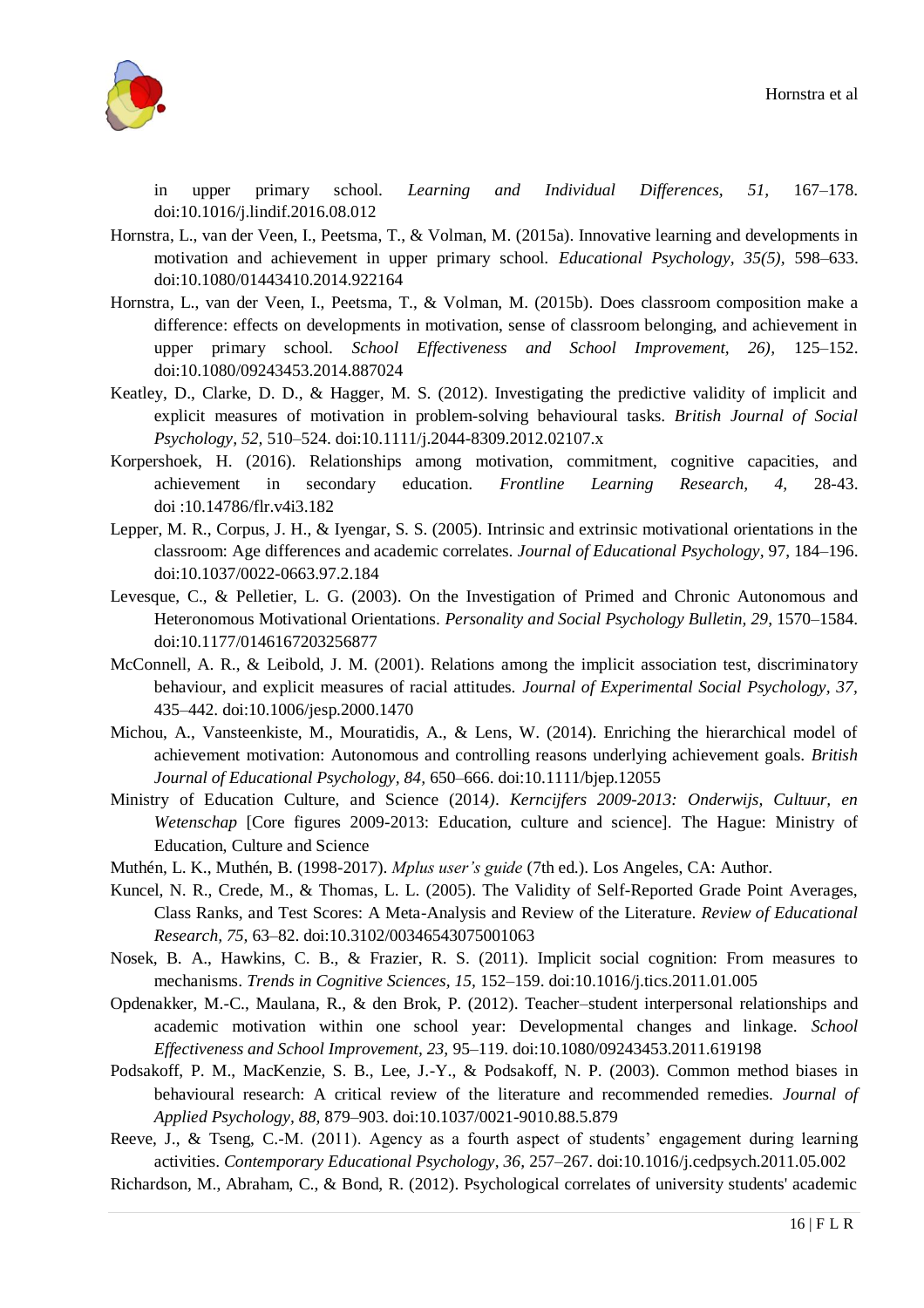in upper primary school. *Learning and Individual Differences, 51,* 167–178. doi:10.1016/j.lindif.2016.08.012

Hornstra, L., van der Veen, I., Peetsma, T., & Volman, M. (2015a). Innovative learning and developments in motivation and achievement in upper primary school. *Educational Psychology, 35(5),* 598–633. doi:10.1080/01443410.2014.922164

Hornstra, L., van der Veen, I., Peetsma, T., & Volman, M. (2015b). Does classroom composition make a difference: effects on developments in motivation, sense of classroom belonging, and achievement in upper primary school. *School Effectiveness and School Improvement, 26),* 125–152. doi:10.1080/09243453.2014.887024

Keatley, D., Clarke, D. D., & Hagger, M. S. (2012). Investigating the predictive validity of implicit and explicit measures of motivation in problem-solving behavioural tasks. *British Journal of Social Psychology, 52,* 510–524. doi:10.1111/j.2044-8309.2012.02107.x

Korpershoek, H. (2016). Relationships among motivation, commitment, cognitive capacities, and achievement in secondary education. *Frontline Learning Research, 4,* 28-43. doi :10.14786/flr.v4i3.182

Lepper, M. R., Corpus, J. H., & Iyengar, S. S. (2005). Intrinsic and extrinsic motivational orientations in the classroom: Age differences and academic correlates. *Journal of Educational Psychology,* 97, 184–196. doi:10.1037/0022-0663.97.2.184

Levesque, C., & Pelletier, L. G. (2003). On the Investigation of Primed and Chronic Autonomous and Heteronomous Motivational Orientations. *Personality and Social Psychology Bulletin, 29,* 1570–1584. doi:10.1177/0146167203256877

McConnell, A. R., & Leibold, J. M. (2001). Relations among the implicit association test, discriminatory behaviour, and explicit measures of racial attitudes. *Journal of Experimental Social Psychology, 37,* 435–442. doi:10.1006/jesp.2000.1470

Michou, A., Vansteenkiste, M., Mouratidis, A., & Lens, W. (2014). Enriching the hierarchical model of achievement motivation: Autonomous and controlling reasons underlying achievement goals. *British Journal of Educational Psychology, 84,* 650–666. doi:10.1111/bjep.12055

Ministry of Education Culture, and Science (2014). *Kerncijfers 2009-2013: Onderwijs, Cultuur, en Wetenschap* [Core figures 2009-2013: Education, culture and science]. The Hague: Ministry of Education, Culture and Science

Muthén, L. K., Muthén, B. (1998-2017). *Mplus user's guide* (7th ed.). Los Angeles, CA: Author.

Kuncel, N. R., Crede, M., & Thomas, L. L. (2005). The Validity of Self-Reported Grade Point Averages, Class Ranks, and Test Scores: A Meta-Analysis and Review of the Literature. *Review of Educational Research, 75,* 63–82. doi:10.3102/00346543075001063

Nosek, B. A., Hawkins, C. B., & Frazier, R. S. (2011). Implicit social cognition: From measures to mechanisms. *Trends in Cognitive Sciences, 15,* 152–159. doi:10.1016/j.tics.2011.01.005

Opdenakker, M.-C., Maulana, R., & den Brok, P. (2012). Teacher–student interpersonal relationships and academic motivation within one school year: Developmental changes and linkage. *School Effectiveness and School Improvement, 23,* 95–119. doi:10.1080/09243453.2011.619198

Podsakoff, P. M., MacKenzie, S. B., Lee, J.-Y., & Podsakoff, N. P. (2003). Common method biases in behavioural research: A critical review of the literature and recommended remedies. *Journal of Applied Psychology, 88,* 879–903. doi:10.1037/0021-9010.88.5.879

Reeve, J., & Tseng, C.-M. (2011). Agency as a fourth aspect of students' engagement during learning activities. *Contemporary Educational Psychology, 36,* 257–267. doi:10.1016/j.cedpsych.2011.05.002

Richardson, M., Abraham, C., & Bond, R. (2012). Psychological correlates of university students' academic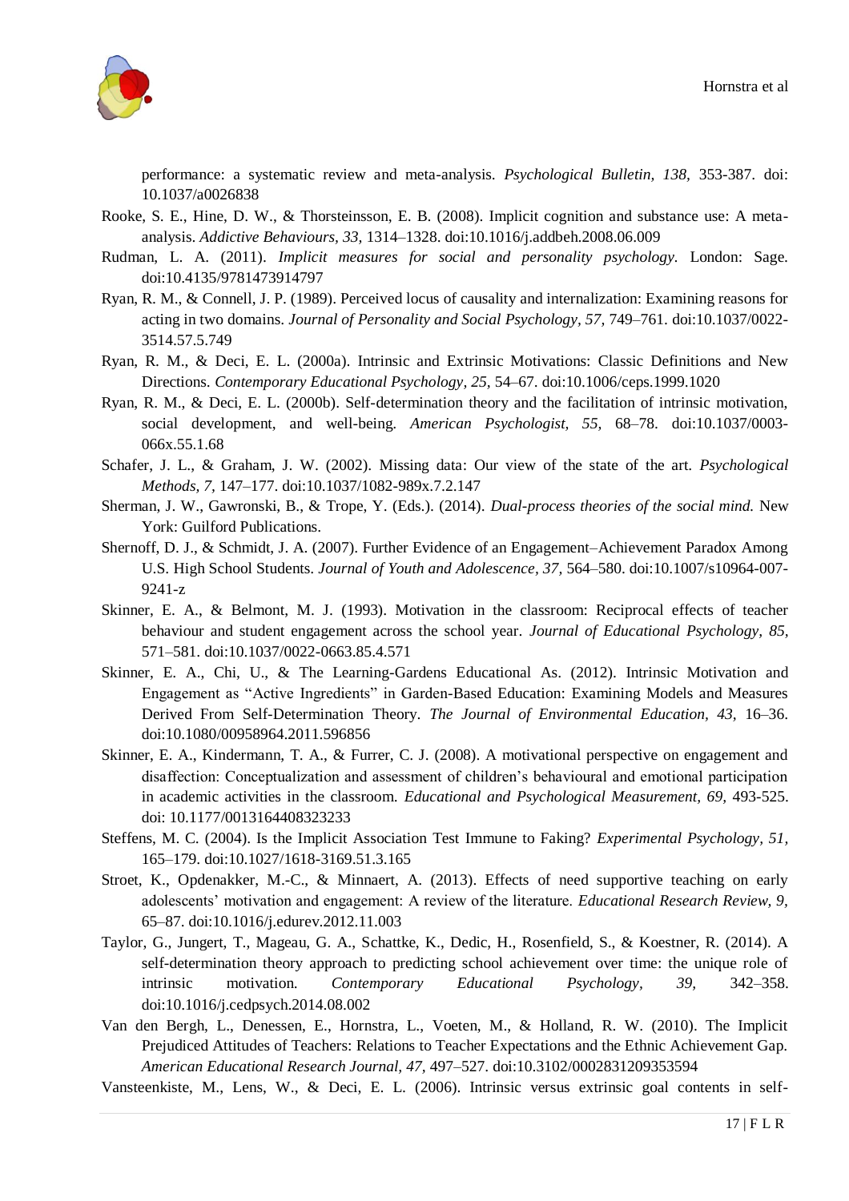performance: a systematic review and meta-analysis. *Psychological Bulletin, 138,* 353-387. doi: 10.1037/a0026838

Rooke, S. E., Hine, D. W., & Thorsteinsson, E. B. (2008). Implicit cognition and substance use: A meta-analysis. *Addictive Behaviours, 33,* 1314–1328. doi:10.1016/j.addbeh.2008.06.009

Rudman, L. A. (2011). *Implicit measures for social and personality psychology.* London: Sage. doi:10.4135/9781473914797

Ryan, R. M., & Connell, J. P. (1989). Perceived locus of causality and internalization: Examining reasons for acting in two domains. *Journal of Personality and Social Psychology, 57,* 749–761. doi:10.1037/0022-3514.57.5.749

Ryan, R. M., & Deci, E. L. (2000a). Intrinsic and Extrinsic Motivations: Classic Definitions and New Directions. *Contemporary Educational Psychology, 25,* 54–67. doi:10.1006/ceps.1999.1020

Ryan, R. M., & Deci, E. L. (2000b). Self-determination theory and the facilitation of intrinsic motivation, social development, and well-being. *American Psychologist, 55,* 68–78. doi:10.1037/0003-066x.55.1.68

Schafer, J. L., & Graham, J. W. (2002). Missing data: Our view of the state of the art. *Psychological Methods, 7,* 147–177. doi:10.1037/1082-989x.7.2.147

Sherman, J. W., Gawronski, B., & Trope, Y. (Eds.). (2014). *Dual-process theories of the social mind.* New York: Guilford Publications.

Shernoff, D. J., & Schmidt, J. A. (2007). Further Evidence of an Engagement–Achievement Paradox Among U.S. High School Students. *Journal of Youth and Adolescence, 37,* 564–580. doi:10.1007/s10964-007-9241-z

Skinner, E. A., & Belmont, M. J. (1993). Motivation in the classroom: Reciprocal effects of teacher behaviour and student engagement across the school year. *Journal of Educational Psychology, 85,* 571–581. doi:10.1037/0022-0663.85.4.571

Skinner, E. A., Chi, U., & The Learning-Gardens Educational As. (2012). Intrinsic Motivation and Engagement as "Active Ingredients" in Garden-Based Education: Examining Models and Measures Derived From Self-Determination Theory. *The Journal of Environmental Education, 43,* 16–36. doi:10.1080/00958964.2011.596856

Skinner, E. A., Kindermann, T. A., & Furrer, C. J. (2008). A motivational perspective on engagement and disaffection: Conceptualization and assessment of children's behavioural and emotional participation in academic activities in the classroom. *Educational and Psychological Measurement, 69,* 493-525. doi: 10.1177/0013164408323233

Steffens, M. C. (2004). Is the Implicit Association Test Immune to Faking? *Experimental Psychology, 51,* 165–179. doi:10.1027/1618-3169.51.3.165

Stroet, K., Opdenakker, M.-C., & Minnaert, A. (2013). Effects of need supportive teaching on early adolescents' motivation and engagement: A review of the literature. *Educational Research Review, 9,* 65–87. doi:10.1016/j.edurev.2012.11.003

Taylor, G., Jungert, T., Mageau, G. A., Schattke, K., Dedic, H., Rosenfield, S., & Koestner, R. (2014). A self-determination theory approach to predicting school achievement over time: the unique role of intrinsic motivation. *Contemporary Educational Psychology, 39,* 342–358. doi:10.1016/j.cedpsych.2014.08.002

Van den Bergh, L., Denessen, E., Hornstra, L., Voeten, M., & Holland, R. W. (2010). The Implicit Prejudiced Attitudes of Teachers: Relations to Teacher Expectations and the Ethnic Achievement Gap. *American Educational Research Journal, 47,* 497–527. doi:10.3102/0002831209353594

Vansteenkiste, M., Lens, W., & Deci, E. L. (2006). Intrinsic versus extrinsic goal contents in self-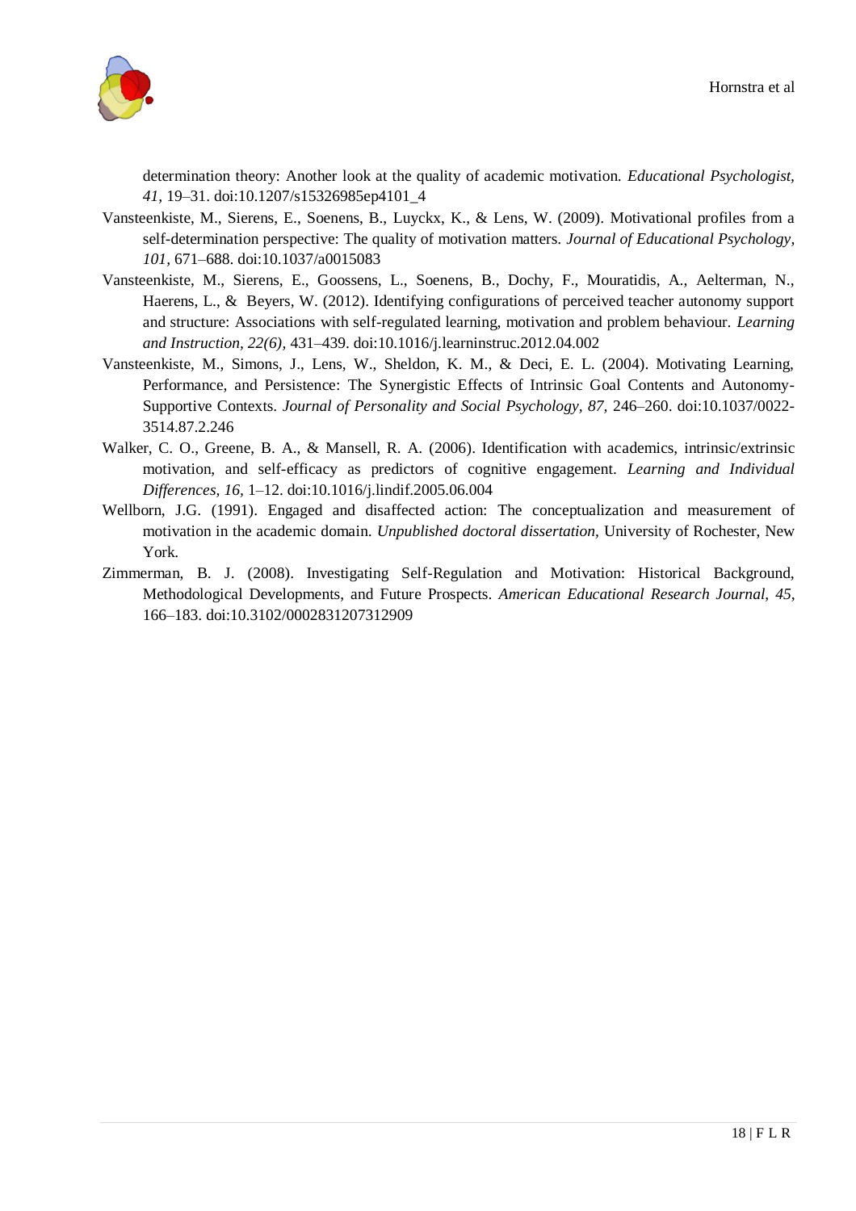determination theory: Another look at the quality of academic motivation. *Educational Psychologist, 41,* 19–31. doi:10.1207/s15326985ep4101_4

Vansteenkiste, M., Sierens, E., Soenens, B., Luyckx, K., & Lens, W. (2009). Motivational profiles from a self-determination perspective: The quality of motivation matters. *Journal of Educational Psychology, 101,* 671–688. doi:10.1037/a0015083

Vansteenkiste, M., Sierens, E., Goossens, L., Soenens, B., Dochy, F., Mouratidis, A., Aelterman, N., Haerens, L., & Beyers, W. (2012). Identifying configurations of perceived teacher autonomy support and structure: Associations with self-regulated learning, motivation and problem behaviour. *Learning and Instruction, 22(6),* 431–439. doi:10.1016/j.learninstruc.2012.04.002

Vansteenkiste, M., Simons, J., Lens, W., Sheldon, K. M., & Deci, E. L. (2004). Motivating Learning, Performance, and Persistence: The Synergistic Effects of Intrinsic Goal Contents and Autonomy-Supportive Contexts. *Journal of Personality and Social Psychology, 87,* 246–260. doi:10.1037/0022-3514.87.2.246

Walker, C. O., Greene, B. A., & Mansell, R. A. (2006). Identification with academics, intrinsic/extrinsic motivation, and self-efficacy as predictors of cognitive engagement. *Learning and Individual Differences, 16,* 1–12. doi:10.1016/j.lindif.2005.06.004

Wellborn, J.G. (1991). Engaged and disaffected action: The conceptualization and measurement of motivation in the academic domain. *Unpublished doctoral dissertation,* University of Rochester, New York.

Zimmerman, B. J. (2008). Investigating Self-Regulation and Motivation: Historical Background, Methodological Developments, and Future Prospects. *American Educational Research Journal, 45,* 166–183. doi:10.3102/0002831207312909